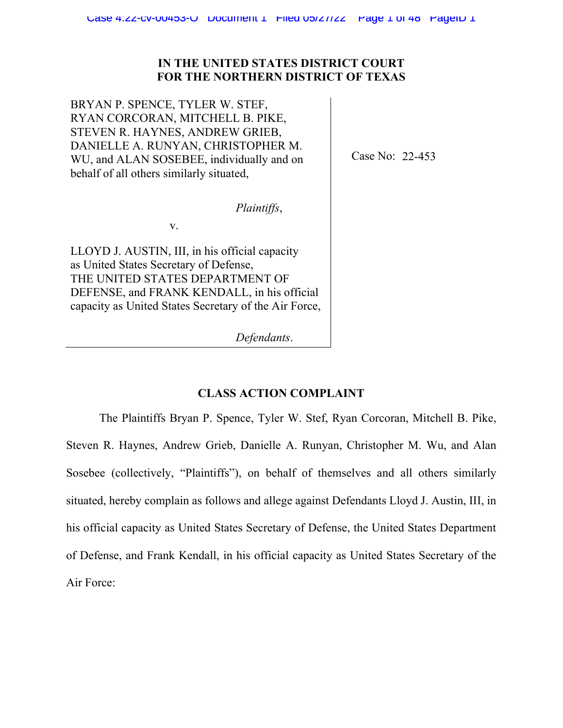**IN THE UNITED STATES DISTRICT COURT**
**FOR THE NORTHERN DISTRICT OF TEXAS**

| | |
|---|---|
| BRYAN P. SPENCE, TYLER W. STEF, RYAN CORCORAN, MITCHELL B. PIKE, STEVEN R. HAYNES, ANDREW GRIEB, DANIELLE A. RUNYAN, CHRISTOPHER M. WU, and ALAN SOSEBEE, individually and on behalf of all others similarly situated, *Plaintiffs*, v. LLOYD J. AUSTIN, III, in his official capacity as United States Secretary of Defense, THE UNITED STATES DEPARTMENT OF DEFENSE, and FRANK KENDALL, in his official capacity as United States Secretary of the Air Force, *Defendants*. | Case No: 22-453 |

**CLASS ACTION COMPLAINT**

The Plaintiffs Bryan P. Spence, Tyler W. Stef, Ryan Corcoran, Mitchell B. Pike, Steven R. Haynes, Andrew Grieb, Danielle A. Runyan, Christopher M. Wu, and Alan Sosebee (collectively, "Plaintiffs"), on behalf of themselves and all others similarly situated, hereby complain as follows and allege against Defendants Lloyd J. Austin, III, in his official capacity as United States Secretary of Defense, the United States Department of Defense, and Frank Kendall, in his official capacity as United States Secretary of the Air Force: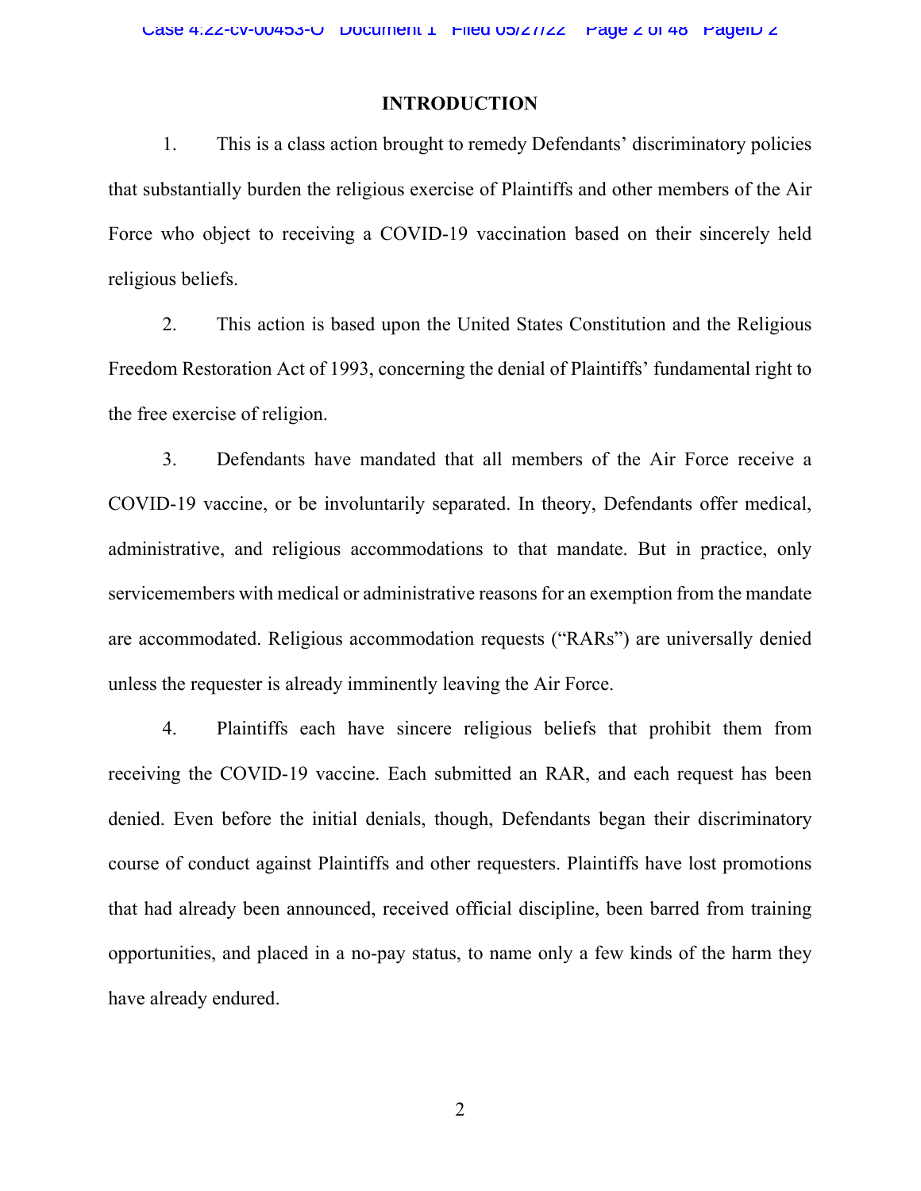## INTRODUCTION

1. This is a class action brought to remedy Defendants' discriminatory policies that substantially burden the religious exercise of Plaintiffs and other members of the Air Force who object to receiving a COVID-19 vaccination based on their sincerely held religious beliefs.

2. This action is based upon the United States Constitution and the Religious Freedom Restoration Act of 1993, concerning the denial of Plaintiffs' fundamental right to the free exercise of religion.

3. Defendants have mandated that all members of the Air Force receive a COVID-19 vaccine, or be involuntarily separated. In theory, Defendants offer medical, administrative, and religious accommodations to that mandate. But in practice, only servicemembers with medical or administrative reasons for an exemption from the mandate are accommodated. Religious accommodation requests ("RARs") are universally denied unless the requester is already imminently leaving the Air Force.

4. Plaintiffs each have sincere religious beliefs that prohibit them from receiving the COVID-19 vaccine. Each submitted an RAR, and each request has been denied. Even before the initial denials, though, Defendants began their discriminatory course of conduct against Plaintiffs and other requesters. Plaintiffs have lost promotions that had already been announced, received official discipline, been barred from training opportunities, and placed in a no-pay status, to name only a few kinds of the harm they have already endured.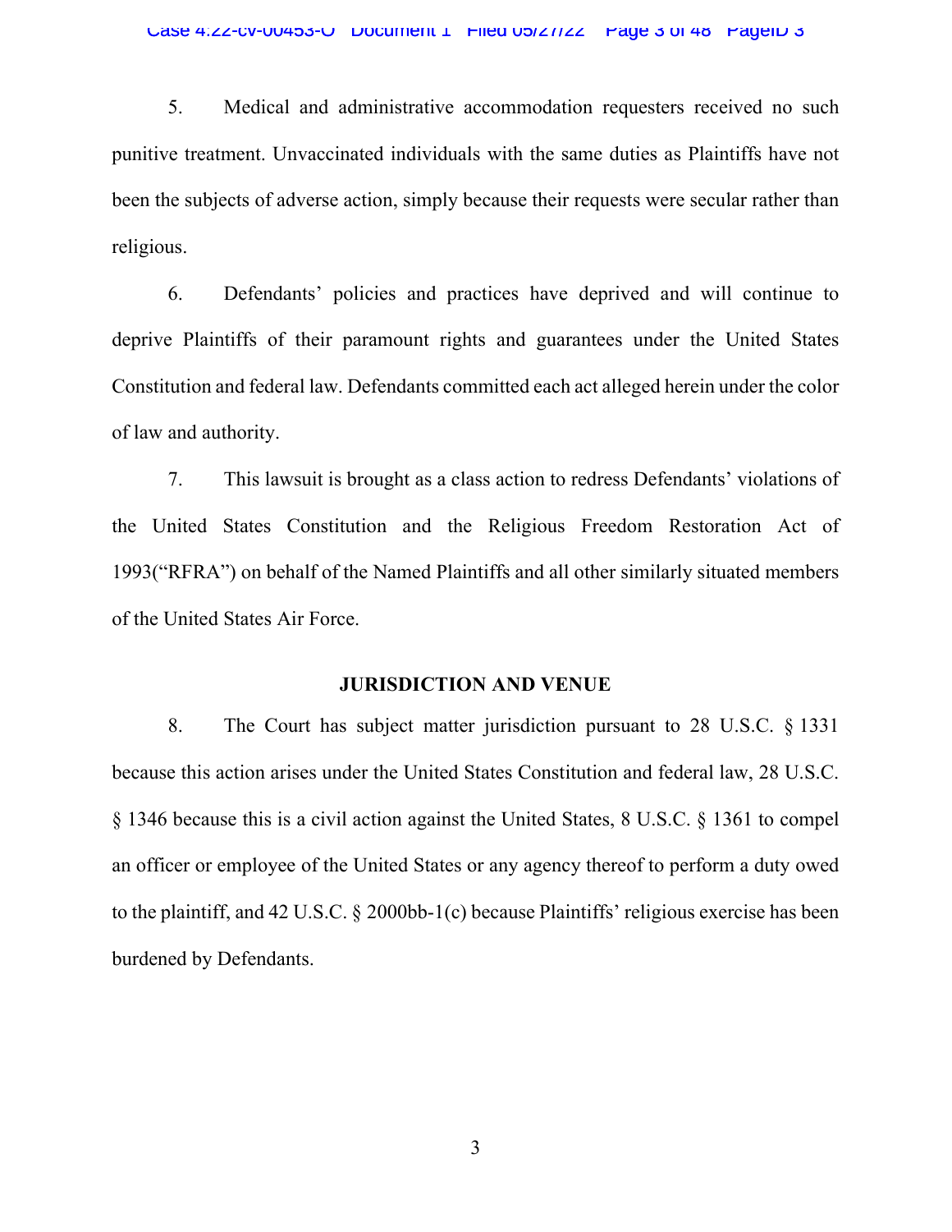5. Medical and administrative accommodation requesters received no such punitive treatment. Unvaccinated individuals with the same duties as Plaintiffs have not been the subjects of adverse action, simply because their requests were secular rather than religious.

6. Defendants' policies and practices have deprived and will continue to deprive Plaintiffs of their paramount rights and guarantees under the United States Constitution and federal law. Defendants committed each act alleged herein under the color of law and authority.

7. This lawsuit is brought as a class action to redress Defendants' violations of the United States Constitution and the Religious Freedom Restoration Act of 1993("RFRA") on behalf of the Named Plaintiffs and all other similarly situated members of the United States Air Force.

## JURISDICTION AND VENUE

8. The Court has subject matter jurisdiction pursuant to 28 U.S.C. § 1331 because this action arises under the United States Constitution and federal law, 28 U.S.C. § 1346 because this is a civil action against the United States, 8 U.S.C. § 1361 to compel an officer or employee of the United States or any agency thereof to perform a duty owed to the plaintiff, and 42 U.S.C. § 2000bb-1(c) because Plaintiffs' religious exercise has been burdened by Defendants.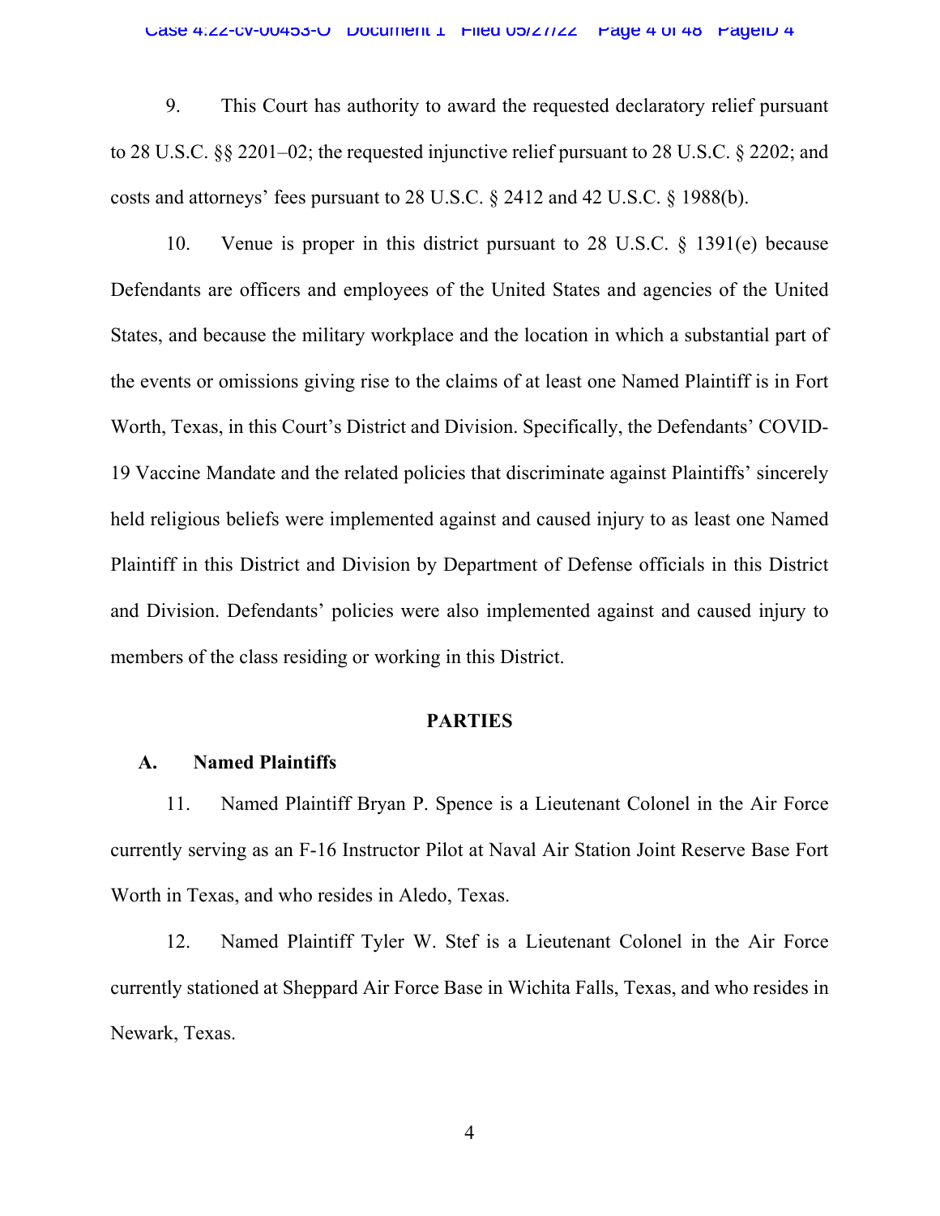9. This Court has authority to award the requested declaratory relief pursuant to 28 U.S.C. §§ 2201–02; the requested injunctive relief pursuant to 28 U.S.C. § 2202; and costs and attorneys' fees pursuant to 28 U.S.C. § 2412 and 42 U.S.C. § 1988(b).

10. Venue is proper in this district pursuant to 28 U.S.C. § 1391(e) because Defendants are officers and employees of the United States and agencies of the United States, and because the military workplace and the location in which a substantial part of the events or omissions giving rise to the claims of at least one Named Plaintiff is in Fort Worth, Texas, in this Court's District and Division. Specifically, the Defendants' COVID-19 Vaccine Mandate and the related policies that discriminate against Plaintiffs' sincerely held religious beliefs were implemented against and caused injury to as least one Named Plaintiff in this District and Division by Department of Defense officials in this District and Division. Defendants' policies were also implemented against and caused injury to members of the class residing or working in this District.

## PARTIES

### A. Named Plaintiffs

11. Named Plaintiff Bryan P. Spence is a Lieutenant Colonel in the Air Force currently serving as an F-16 Instructor Pilot at Naval Air Station Joint Reserve Base Fort Worth in Texas, and who resides in Aledo, Texas.

12. Named Plaintiff Tyler W. Stef is a Lieutenant Colonel in the Air Force currently stationed at Sheppard Air Force Base in Wichita Falls, Texas, and who resides in Newark, Texas.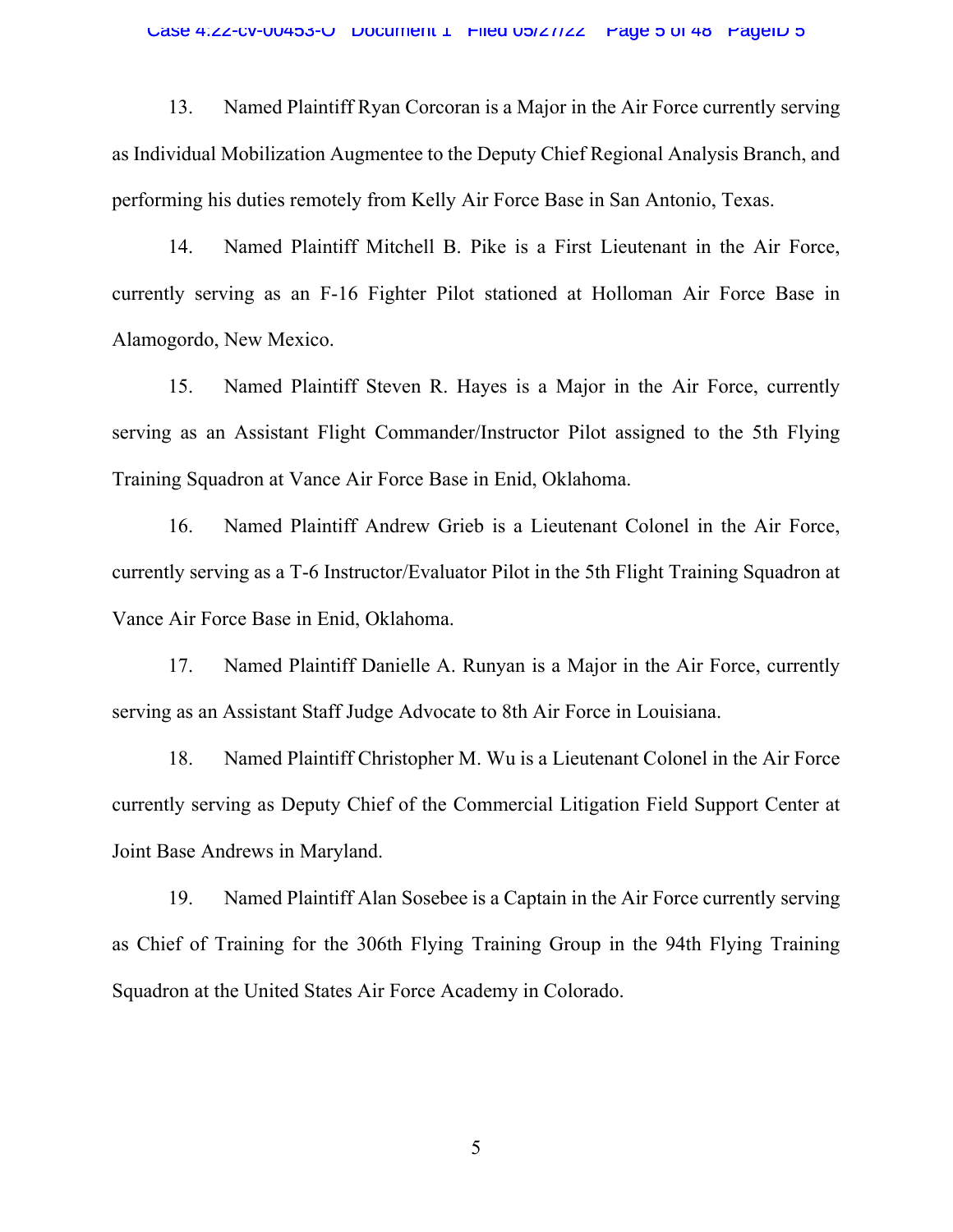13. Named Plaintiff Ryan Corcoran is a Major in the Air Force currently serving as Individual Mobilization Augmentee to the Deputy Chief Regional Analysis Branch, and performing his duties remotely from Kelly Air Force Base in San Antonio, Texas.

14. Named Plaintiff Mitchell B. Pike is a First Lieutenant in the Air Force, currently serving as an F-16 Fighter Pilot stationed at Holloman Air Force Base in Alamogordo, New Mexico.

15. Named Plaintiff Steven R. Hayes is a Major in the Air Force, currently serving as an Assistant Flight Commander/Instructor Pilot assigned to the 5th Flying Training Squadron at Vance Air Force Base in Enid, Oklahoma.

16. Named Plaintiff Andrew Grieb is a Lieutenant Colonel in the Air Force, currently serving as a T-6 Instructor/Evaluator Pilot in the 5th Flight Training Squadron at Vance Air Force Base in Enid, Oklahoma.

17. Named Plaintiff Danielle A. Runyan is a Major in the Air Force, currently serving as an Assistant Staff Judge Advocate to 8th Air Force in Louisiana.

18. Named Plaintiff Christopher M. Wu is a Lieutenant Colonel in the Air Force currently serving as Deputy Chief of the Commercial Litigation Field Support Center at Joint Base Andrews in Maryland.

19. Named Plaintiff Alan Sosebee is a Captain in the Air Force currently serving as Chief of Training for the 306th Flying Training Group in the 94th Flying Training Squadron at the United States Air Force Academy in Colorado.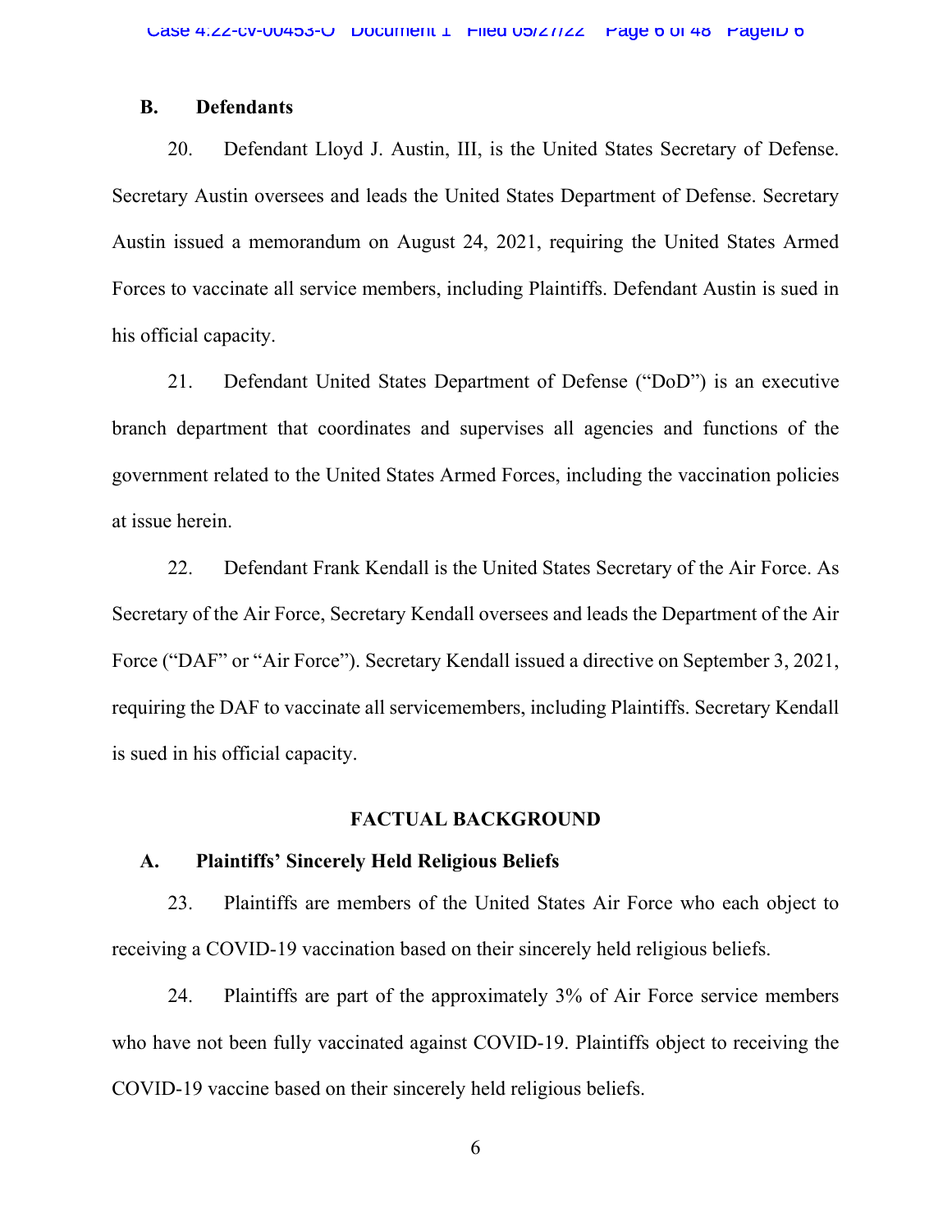### B. Defendants

20. Defendant Lloyd J. Austin, III, is the United States Secretary of Defense. Secretary Austin oversees and leads the United States Department of Defense. Secretary Austin issued a memorandum on August 24, 2021, requiring the United States Armed Forces to vaccinate all service members, including Plaintiffs. Defendant Austin is sued in his official capacity.

21. Defendant United States Department of Defense ("DoD") is an executive branch department that coordinates and supervises all agencies and functions of the government related to the United States Armed Forces, including the vaccination policies at issue herein.

22. Defendant Frank Kendall is the United States Secretary of the Air Force. As Secretary of the Air Force, Secretary Kendall oversees and leads the Department of the Air Force ("DAF" or "Air Force"). Secretary Kendall issued a directive on September 3, 2021, requiring the DAF to vaccinate all servicemembers, including Plaintiffs. Secretary Kendall is sued in his official capacity.

## FACTUAL BACKGROUND

### A. Plaintiffs' Sincerely Held Religious Beliefs

23. Plaintiffs are members of the United States Air Force who each object to receiving a COVID-19 vaccination based on their sincerely held religious beliefs.

24. Plaintiffs are part of the approximately 3% of Air Force service members who have not been fully vaccinated against COVID-19. Plaintiffs object to receiving the COVID-19 vaccine based on their sincerely held religious beliefs.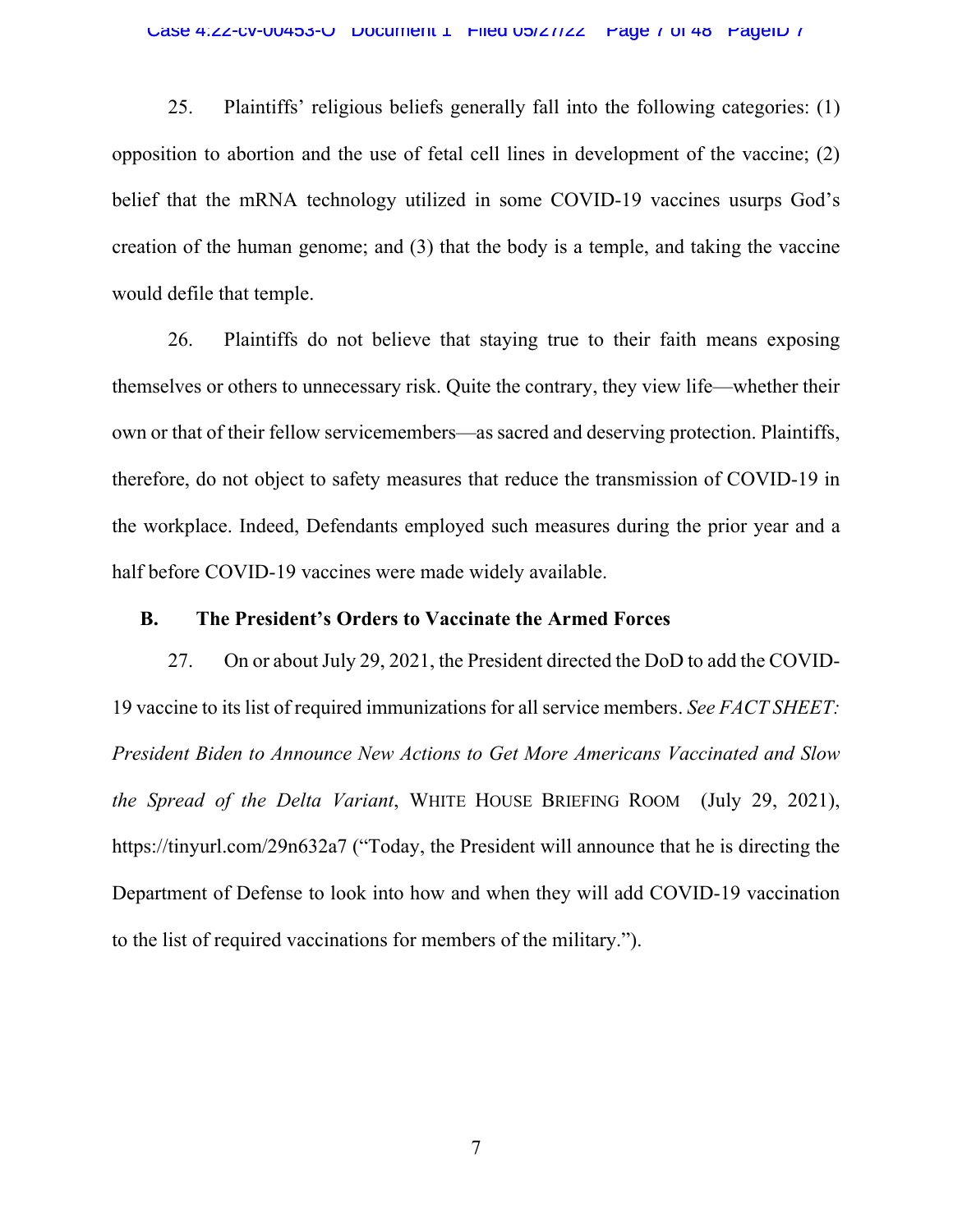25. Plaintiffs' religious beliefs generally fall into the following categories: (1) opposition to abortion and the use of fetal cell lines in development of the vaccine; (2) belief that the mRNA technology utilized in some COVID-19 vaccines usurps God's creation of the human genome; and (3) that the body is a temple, and taking the vaccine would defile that temple.

26. Plaintiffs do not believe that staying true to their faith means exposing themselves or others to unnecessary risk. Quite the contrary, they view life—whether their own or that of their fellow servicemembers—as sacred and deserving protection. Plaintiffs, therefore, do not object to safety measures that reduce the transmission of COVID-19 in the workplace. Indeed, Defendants employed such measures during the prior year and a half before COVID-19 vaccines were made widely available.

### B. The President's Orders to Vaccinate the Armed Forces

27. On or about July 29, 2021, the President directed the DoD to add the COVID-19 vaccine to its list of required immunizations for all service members. *See FACT SHEET: President Biden to Announce New Actions to Get More Americans Vaccinated and Slow the Spread of the Delta Variant*, WHITE HOUSE BRIEFING ROOM (July 29, 2021), https://tinyurl.com/29n632a7 ("Today, the President will announce that he is directing the Department of Defense to look into how and when they will add COVID-19 vaccination to the list of required vaccinations for members of the military.").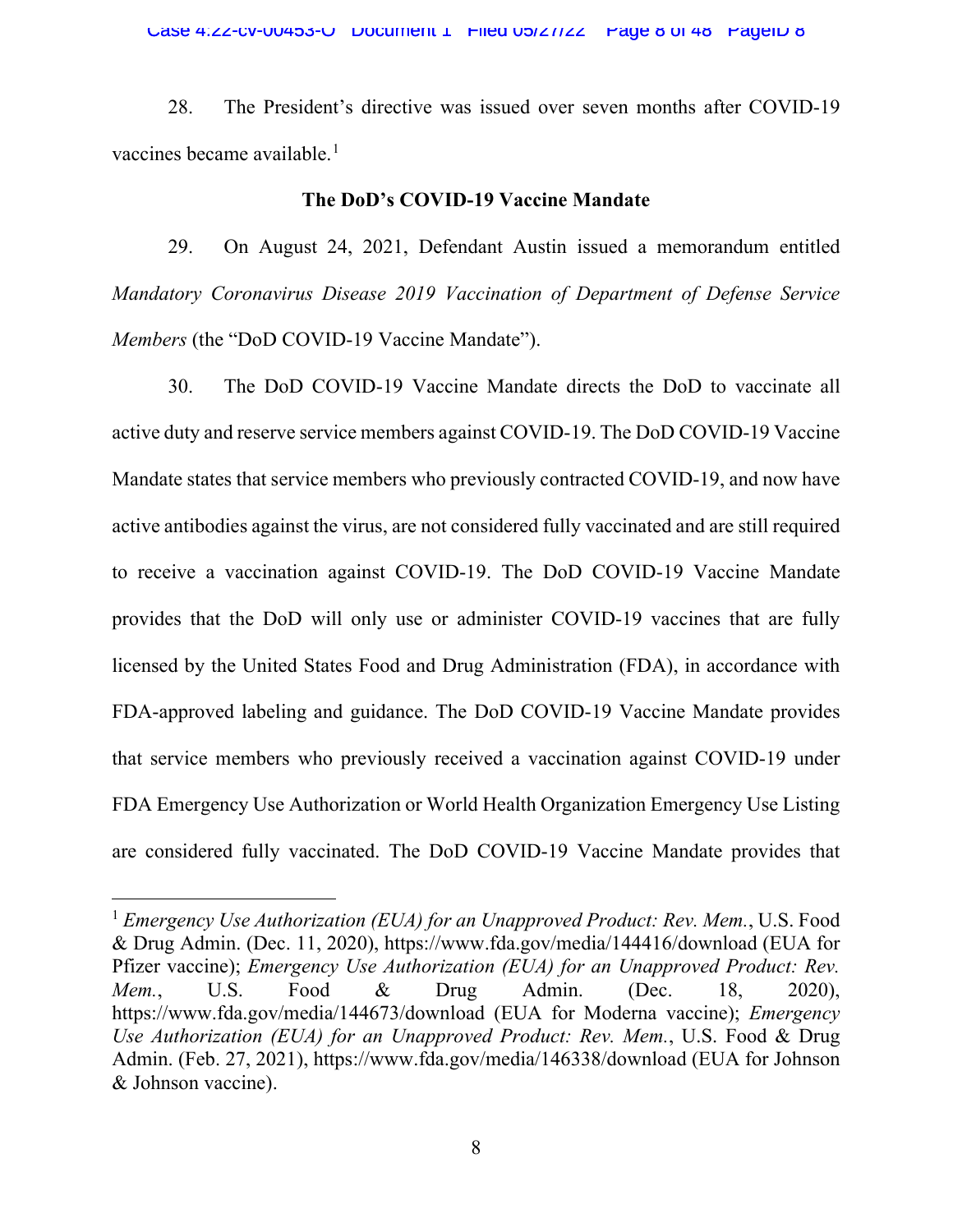28. The President's directive was issued over seven months after COVID-19 vaccines became available.[1]

**The DoD's COVID-19 Vaccine Mandate**

29. On August 24, 2021, Defendant Austin issued a memorandum entitled *Mandatory Coronavirus Disease 2019 Vaccination of Department of Defense Service Members* (the "DoD COVID-19 Vaccine Mandate").

30. The DoD COVID-19 Vaccine Mandate directs the DoD to vaccinate all active duty and reserve service members against COVID-19. The DoD COVID-19 Vaccine Mandate states that service members who previously contracted COVID-19, and now have active antibodies against the virus, are not considered fully vaccinated and are still required to receive a vaccination against COVID-19. The DoD COVID-19 Vaccine Mandate provides that the DoD will only use or administer COVID-19 vaccines that are fully licensed by the United States Food and Drug Administration (FDA), in accordance with FDA-approved labeling and guidance. The DoD COVID-19 Vaccine Mandate provides that service members who previously received a vaccination against COVID-19 under FDA Emergency Use Authorization or World Health Organization Emergency Use Listing are considered fully vaccinated. The DoD COVID-19 Vaccine Mandate provides that

---

[1] *Emergency Use Authorization (EUA) for an Unapproved Product: Rev. Mem.*, U.S. Food & Drug Admin. (Dec. 11, 2020), https://www.fda.gov/media/144416/download (EUA for Pfizer vaccine); *Emergency Use Authorization (EUA) for an Unapproved Product: Rev. Mem.*, U.S. Food & Drug Admin. (Dec. 18, 2020), https://www.fda.gov/media/144673/download (EUA for Moderna vaccine); *Emergency Use Authorization (EUA) for an Unapproved Product: Rev. Mem.*, U.S. Food & Drug Admin. (Feb. 27, 2021), https://www.fda.gov/media/146338/download (EUA for Johnson & Johnson vaccine).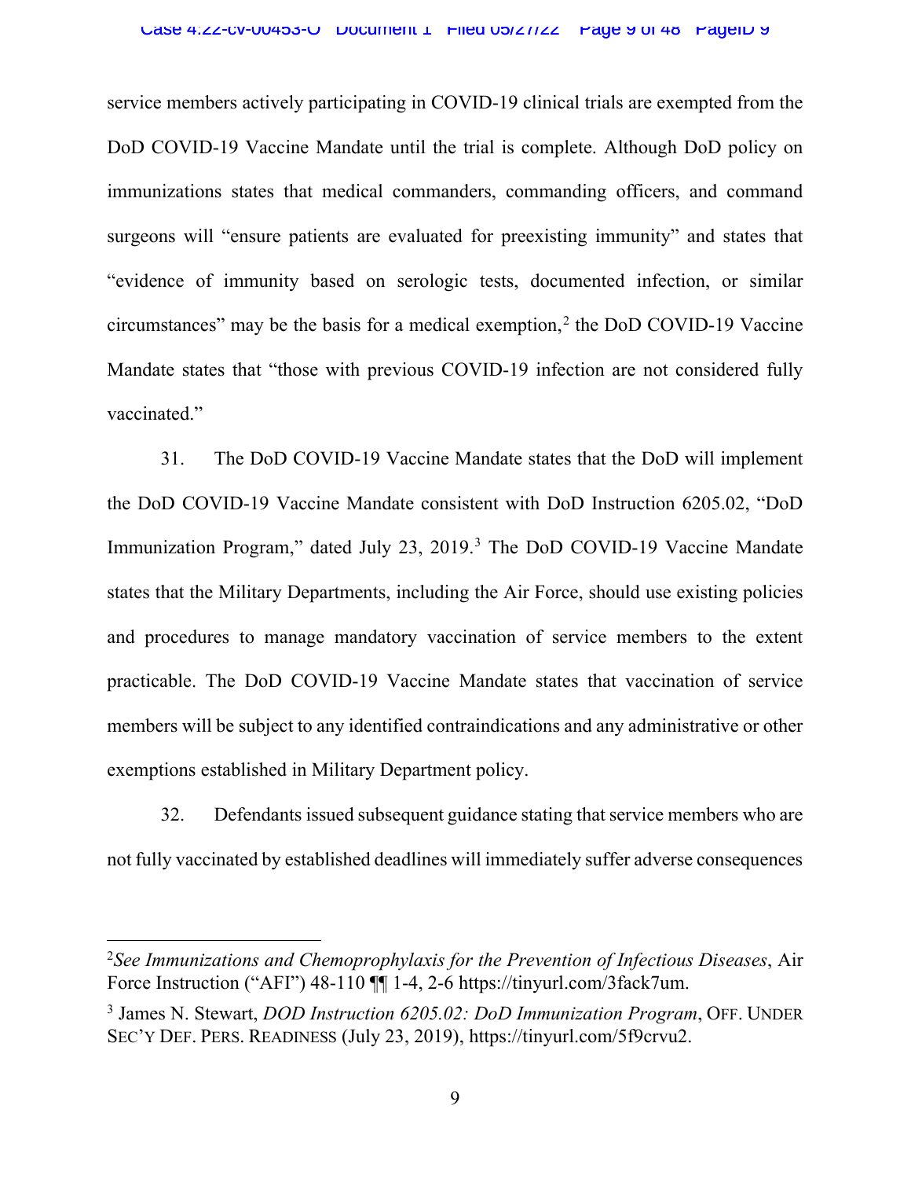service members actively participating in COVID-19 clinical trials are exempted from the DoD COVID-19 Vaccine Mandate until the trial is complete. Although DoD policy on immunizations states that medical commanders, commanding officers, and command surgeons will "ensure patients are evaluated for preexisting immunity" and states that "evidence of immunity based on serologic tests, documented infection, or similar circumstances" may be the basis for a medical exemption,[2] the DoD COVID-19 Vaccine Mandate states that "those with previous COVID-19 infection are not considered fully vaccinated."

31. The DoD COVID-19 Vaccine Mandate states that the DoD will implement the DoD COVID-19 Vaccine Mandate consistent with DoD Instruction 6205.02, "DoD Immunization Program," dated July 23, 2019.[3] The DoD COVID-19 Vaccine Mandate states that the Military Departments, including the Air Force, should use existing policies and procedures to manage mandatory vaccination of service members to the extent practicable. The DoD COVID-19 Vaccine Mandate states that vaccination of service members will be subject to any identified contraindications and any administrative or other exemptions established in Military Department policy.

32. Defendants issued subsequent guidance stating that service members who are not fully vaccinated by established deadlines will immediately suffer adverse consequences

---

[2] *See Immunizations and Chemoprophylaxis for the Prevention of Infectious Diseases*, Air Force Instruction ("AFI") 48-110 ¶¶ 1-4, 2-6 https://tinyurl.com/3fack7um.

[3] James N. Stewart, *DOD Instruction 6205.02: DoD Immunization Program*, OFF. UNDER SEC'Y DEF. PERS. READINESS (July 23, 2019), https://tinyurl.com/5f9crvu2.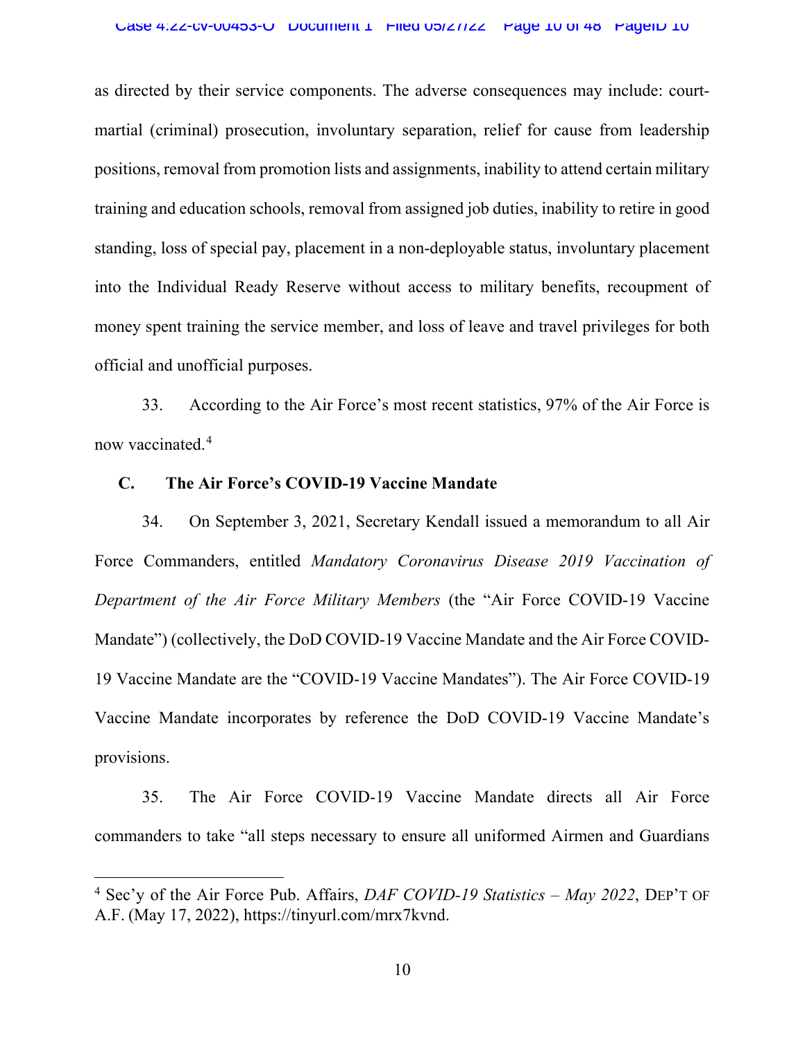as directed by their service components. The adverse consequences may include: court-martial (criminal) prosecution, involuntary separation, relief for cause from leadership positions, removal from promotion lists and assignments, inability to attend certain military training and education schools, removal from assigned job duties, inability to retire in good standing, loss of special pay, placement in a non-deployable status, involuntary placement into the Individual Ready Reserve without access to military benefits, recoupment of money spent training the service member, and loss of leave and travel privileges for both official and unofficial purposes.

33. According to the Air Force's most recent statistics, 97% of the Air Force is now vaccinated.[4]

### C. The Air Force's COVID-19 Vaccine Mandate

34. On September 3, 2021, Secretary Kendall issued a memorandum to all Air Force Commanders, entitled *Mandatory Coronavirus Disease 2019 Vaccination of Department of the Air Force Military Members* (the "Air Force COVID-19 Vaccine Mandate") (collectively, the DoD COVID-19 Vaccine Mandate and the Air Force COVID-19 Vaccine Mandate are the "COVID-19 Vaccine Mandates"). The Air Force COVID-19 Vaccine Mandate incorporates by reference the DoD COVID-19 Vaccine Mandate's provisions.

35. The Air Force COVID-19 Vaccine Mandate directs all Air Force commanders to take "all steps necessary to ensure all uniformed Airmen and Guardians

---

[4] Sec'y of the Air Force Pub. Affairs, *DAF COVID-19 Statistics – May 2022*, DEP'T OF A.F. (May 17, 2022), https://tinyurl.com/mrx7kvnd.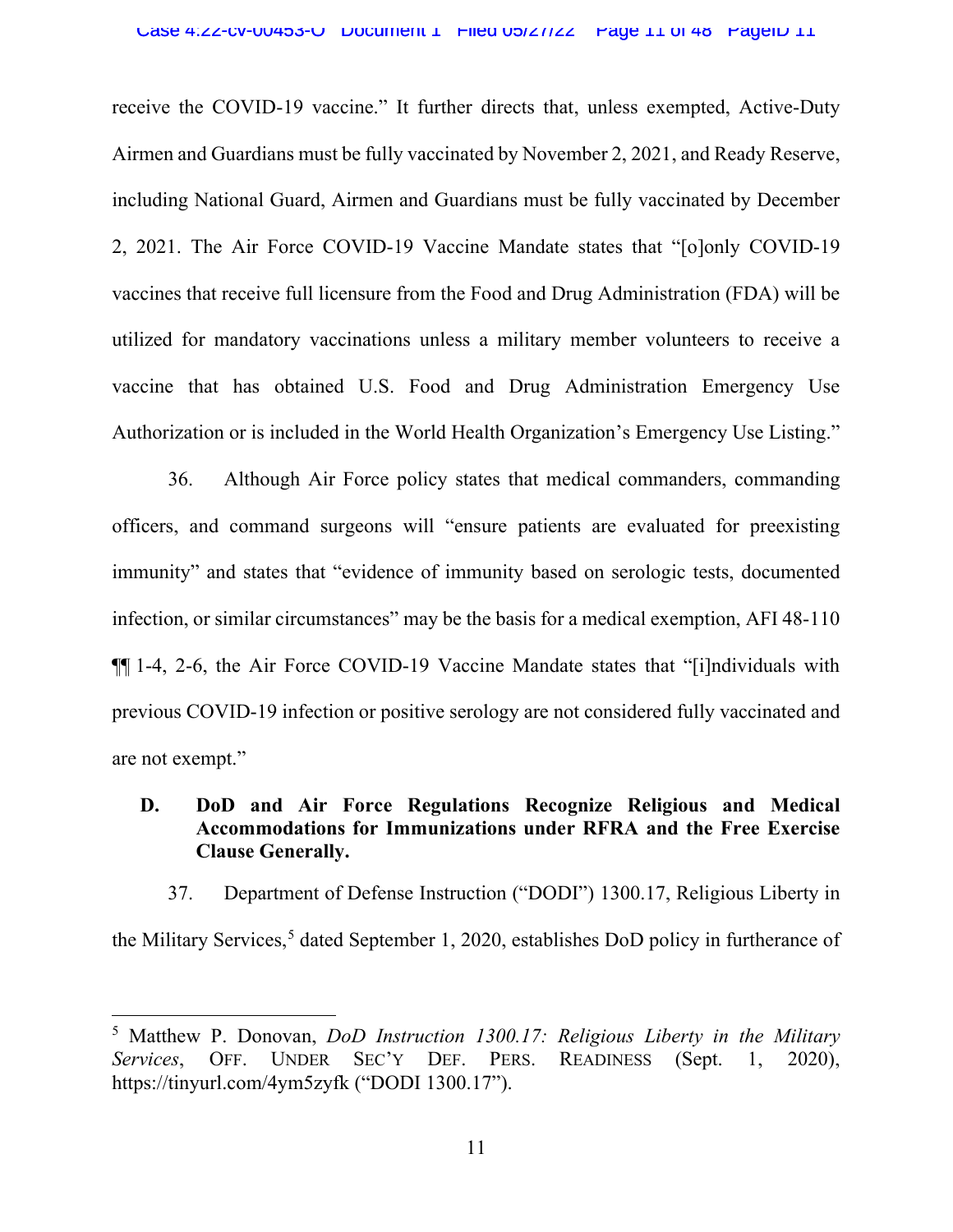receive the COVID-19 vaccine." It further directs that, unless exempted, Active-Duty Airmen and Guardians must be fully vaccinated by November 2, 2021, and Ready Reserve, including National Guard, Airmen and Guardians must be fully vaccinated by December 2, 2021. The Air Force COVID-19 Vaccine Mandate states that "[o]nly COVID-19 vaccines that receive full licensure from the Food and Drug Administration (FDA) will be utilized for mandatory vaccinations unless a military member volunteers to receive a vaccine that has obtained U.S. Food and Drug Administration Emergency Use Authorization or is included in the World Health Organization's Emergency Use Listing."

36. Although Air Force policy states that medical commanders, commanding officers, and command surgeons will "ensure patients are evaluated for preexisting immunity" and states that "evidence of immunity based on serologic tests, documented infection, or similar circumstances" may be the basis for a medical exemption, AFI 48-110 ¶¶ 1-4, 2-6, the Air Force COVID-19 Vaccine Mandate states that "[i]ndividuals with previous COVID-19 infection or positive serology are not considered fully vaccinated and are not exempt."

## D. DoD and Air Force Regulations Recognize Religious and Medical Accommodations for Immunizations under RFRA and the Free Exercise Clause Generally.

37. Department of Defense Instruction ("DODI") 1300.17, Religious Liberty in the Military Services,[5] dated September 1, 2020, establishes DoD policy in furtherance of

[5] Matthew P. Donovan, *DoD Instruction 1300.17: Religious Liberty in the Military Services*, OFF. UNDER SEC'Y DEF. PERS. READINESS (Sept. 1, 2020), https://tinyurl.com/4ym5zyfk ("DODI 1300.17").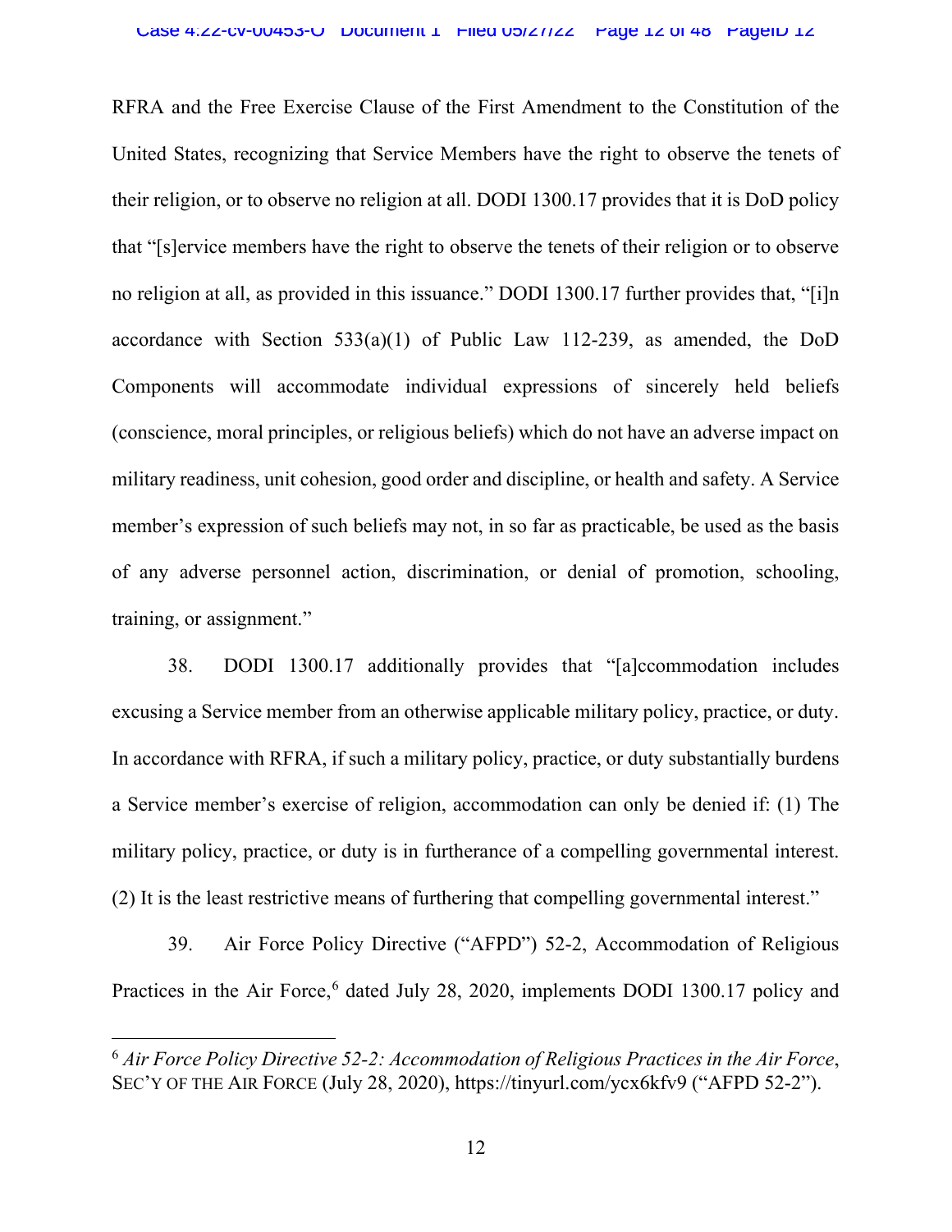RFRA and the Free Exercise Clause of the First Amendment to the Constitution of the United States, recognizing that Service Members have the right to observe the tenets of their religion, or to observe no religion at all. DODI 1300.17 provides that it is DoD policy that "[s]ervice members have the right to observe the tenets of their religion or to observe no religion at all, as provided in this issuance." DODI 1300.17 further provides that, "[i]n accordance with Section 533(a)(1) of Public Law 112-239, as amended, the DoD Components will accommodate individual expressions of sincerely held beliefs (conscience, moral principles, or religious beliefs) which do not have an adverse impact on military readiness, unit cohesion, good order and discipline, or health and safety. A Service member's expression of such beliefs may not, in so far as practicable, be used as the basis of any adverse personnel action, discrimination, or denial of promotion, schooling, training, or assignment."

38. DODI 1300.17 additionally provides that "[a]ccommodation includes excusing a Service member from an otherwise applicable military policy, practice, or duty. In accordance with RFRA, if such a military policy, practice, or duty substantially burdens a Service member's exercise of religion, accommodation can only be denied if: (1) The military policy, practice, or duty is in furtherance of a compelling governmental interest. (2) It is the least restrictive means of furthering that compelling governmental interest."

39. Air Force Policy Directive ("AFPD") 52-2, Accommodation of Religious Practices in the Air Force,[6] dated July 28, 2020, implements DODI 1300.17 policy and

[6] *Air Force Policy Directive 52-2: Accommodation of Religious Practices in the Air Force*, SEC'Y OF THE AIR FORCE (July 28, 2020), https://tinyurl.com/ycx6kfv9 ("AFPD 52-2").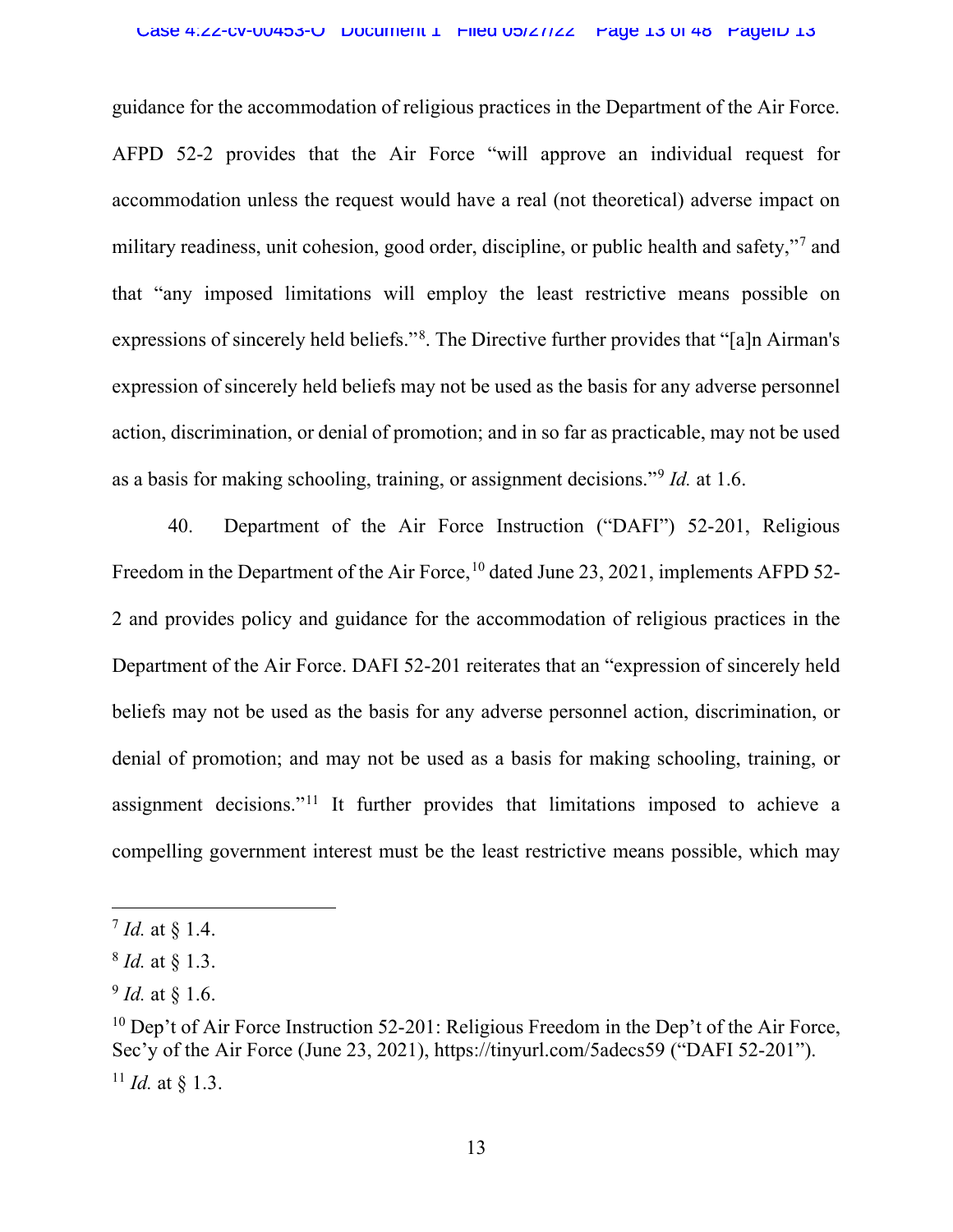guidance for the accommodation of religious practices in the Department of the Air Force. AFPD 52-2 provides that the Air Force "will approve an individual request for accommodation unless the request would have a real (not theoretical) adverse impact on military readiness, unit cohesion, good order, discipline, or public health and safety,"[7] and that "any imposed limitations will employ the least restrictive means possible on expressions of sincerely held beliefs."[8]. The Directive further provides that "[a]n Airman's expression of sincerely held beliefs may not be used as the basis for any adverse personnel action, discrimination, or denial of promotion; and in so far as practicable, may not be used as a basis for making schooling, training, or assignment decisions."[9] *Id.* at 1.6.

40. Department of the Air Force Instruction ("DAFI") 52-201, Religious Freedom in the Department of the Air Force,[10] dated June 23, 2021, implements AFPD 52-2 and provides policy and guidance for the accommodation of religious practices in the Department of the Air Force. DAFI 52-201 reiterates that an "expression of sincerely held beliefs may not be used as the basis for any adverse personnel action, discrimination, or denial of promotion; and may not be used as a basis for making schooling, training, or assignment decisions."[11] It further provides that limitations imposed to achieve a compelling government interest must be the least restrictive means possible, which may

---

[7] *Id.* at § 1.4.

[8] *Id.* at § 1.3.

[9] *Id.* at § 1.6.

[10] Dep't of Air Force Instruction 52-201: Religious Freedom in the Dep't of the Air Force, Sec'y of the Air Force (June 23, 2021), https://tinyurl.com/5adecs59 ("DAFI 52-201").

[11] *Id.* at § 1.3.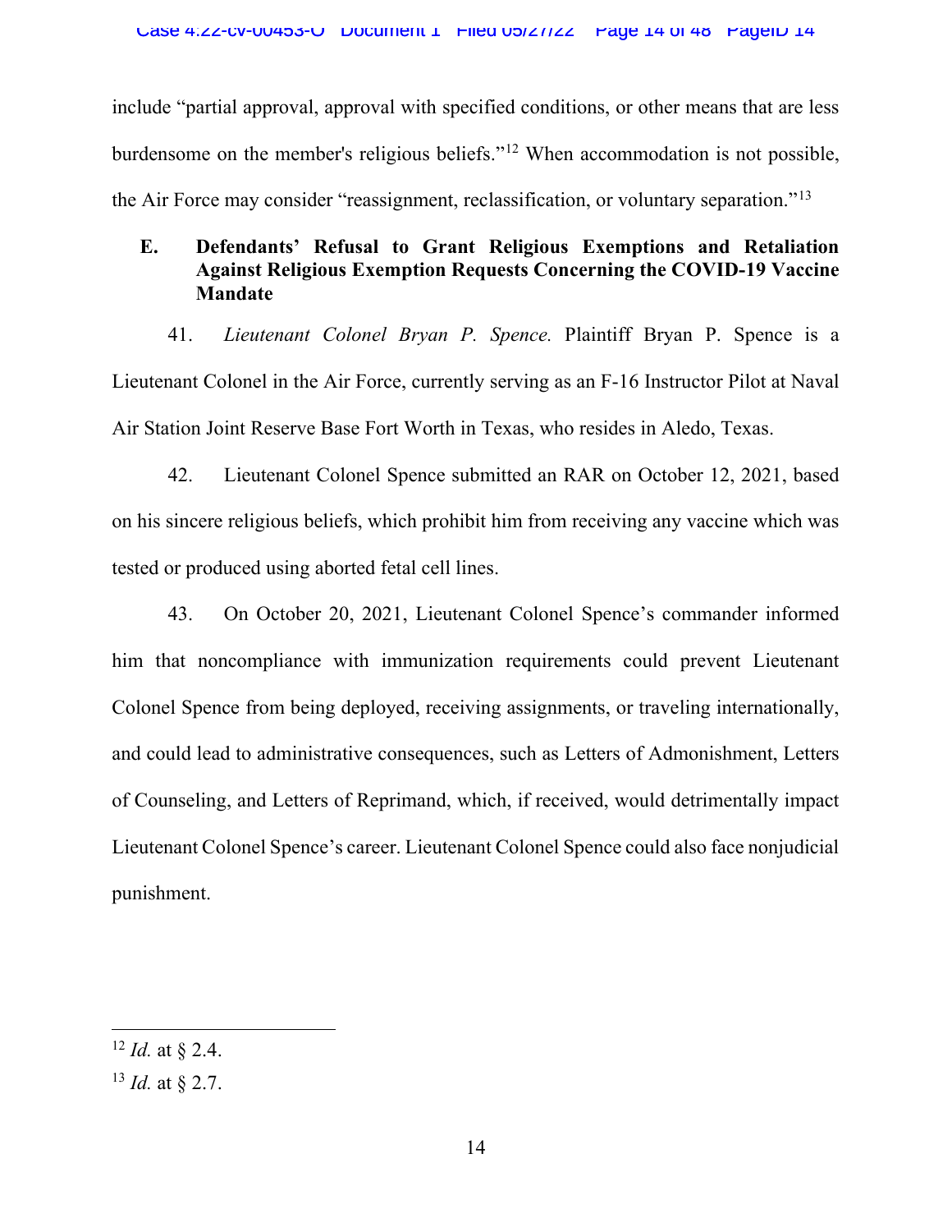include "partial approval, approval with specified conditions, or other means that are less burdensome on the member's religious beliefs."[12] When accommodation is not possible, the Air Force may consider "reassignment, reclassification, or voluntary separation."[13]

### E. Defendants' Refusal to Grant Religious Exemptions and Retaliation Against Religious Exemption Requests Concerning the COVID-19 Vaccine Mandate

41. *Lieutenant Colonel Bryan P. Spence.* Plaintiff Bryan P. Spence is a Lieutenant Colonel in the Air Force, currently serving as an F-16 Instructor Pilot at Naval Air Station Joint Reserve Base Fort Worth in Texas, who resides in Aledo, Texas.

42. Lieutenant Colonel Spence submitted an RAR on October 12, 2021, based on his sincere religious beliefs, which prohibit him from receiving any vaccine which was tested or produced using aborted fetal cell lines.

43. On October 20, 2021, Lieutenant Colonel Spence's commander informed him that noncompliance with immunization requirements could prevent Lieutenant Colonel Spence from being deployed, receiving assignments, or traveling internationally, and could lead to administrative consequences, such as Letters of Admonishment, Letters of Counseling, and Letters of Reprimand, which, if received, would detrimentally impact Lieutenant Colonel Spence's career. Lieutenant Colonel Spence could also face nonjudicial punishment.

---

[12] *Id.* at § 2.4.

[13] *Id.* at § 2.7.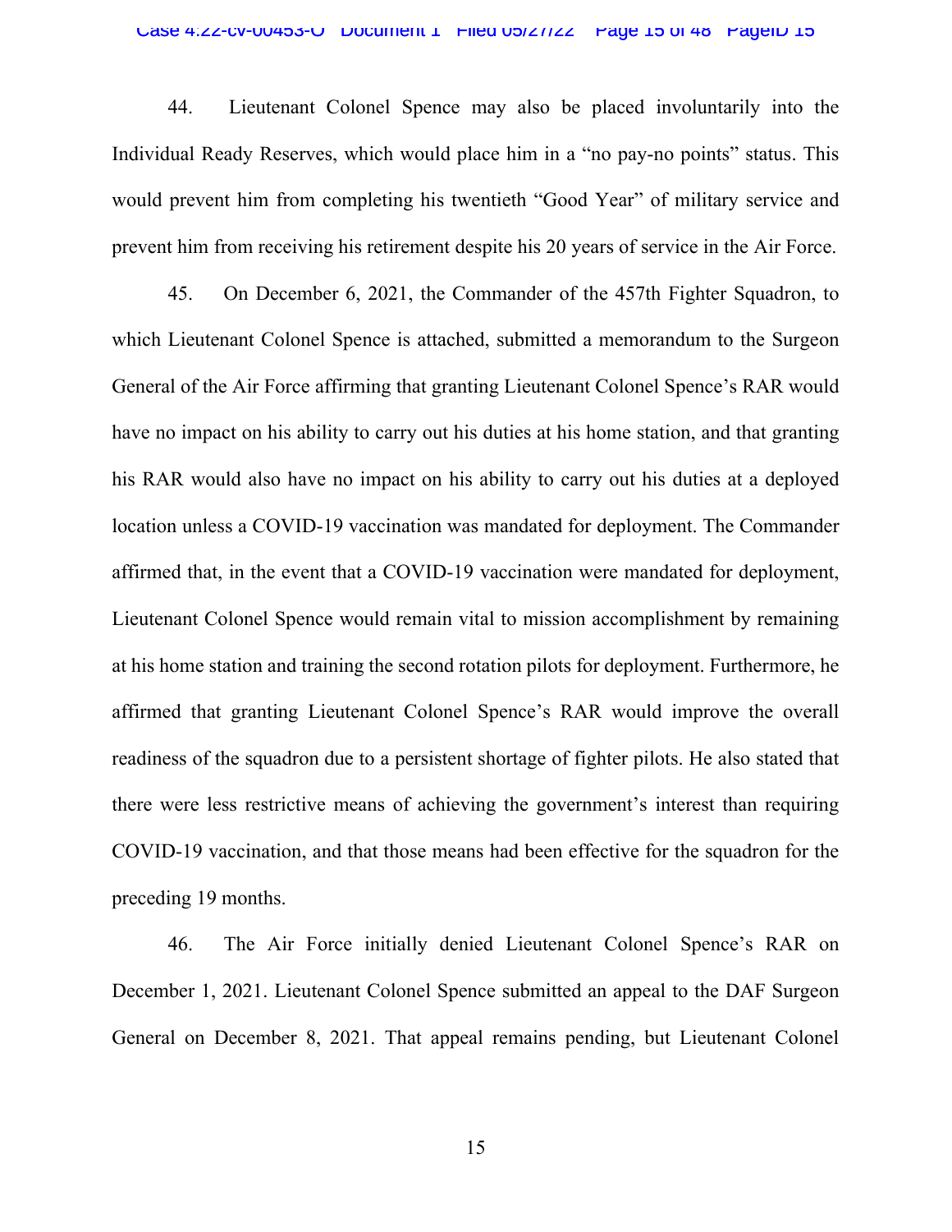44. Lieutenant Colonel Spence may also be placed involuntarily into the Individual Ready Reserves, which would place him in a "no pay-no points" status. This would prevent him from completing his twentieth "Good Year" of military service and prevent him from receiving his retirement despite his 20 years of service in the Air Force.

45. On December 6, 2021, the Commander of the 457th Fighter Squadron, to which Lieutenant Colonel Spence is attached, submitted a memorandum to the Surgeon General of the Air Force affirming that granting Lieutenant Colonel Spence's RAR would have no impact on his ability to carry out his duties at his home station, and that granting his RAR would also have no impact on his ability to carry out his duties at a deployed location unless a COVID-19 vaccination was mandated for deployment. The Commander affirmed that, in the event that a COVID-19 vaccination were mandated for deployment, Lieutenant Colonel Spence would remain vital to mission accomplishment by remaining at his home station and training the second rotation pilots for deployment. Furthermore, he affirmed that granting Lieutenant Colonel Spence's RAR would improve the overall readiness of the squadron due to a persistent shortage of fighter pilots. He also stated that there were less restrictive means of achieving the government's interest than requiring COVID-19 vaccination, and that those means had been effective for the squadron for the preceding 19 months.

46. The Air Force initially denied Lieutenant Colonel Spence's RAR on December 1, 2021. Lieutenant Colonel Spence submitted an appeal to the DAF Surgeon General on December 8, 2021. That appeal remains pending, but Lieutenant Colonel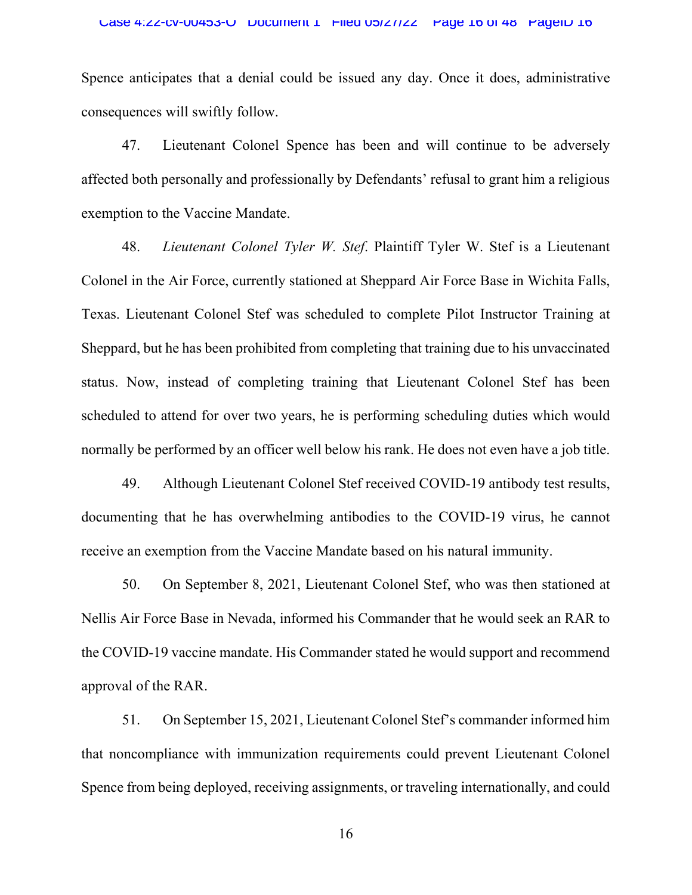Spence anticipates that a denial could be issued any day. Once it does, administrative consequences will swiftly follow.

47. Lieutenant Colonel Spence has been and will continue to be adversely affected both personally and professionally by Defendants' refusal to grant him a religious exemption to the Vaccine Mandate.

48. *Lieutenant Colonel Tyler W. Stef*. Plaintiff Tyler W. Stef is a Lieutenant Colonel in the Air Force, currently stationed at Sheppard Air Force Base in Wichita Falls, Texas. Lieutenant Colonel Stef was scheduled to complete Pilot Instructor Training at Sheppard, but he has been prohibited from completing that training due to his unvaccinated status. Now, instead of completing training that Lieutenant Colonel Stef has been scheduled to attend for over two years, he is performing scheduling duties which would normally be performed by an officer well below his rank. He does not even have a job title.

49. Although Lieutenant Colonel Stef received COVID-19 antibody test results, documenting that he has overwhelming antibodies to the COVID-19 virus, he cannot receive an exemption from the Vaccine Mandate based on his natural immunity.

50. On September 8, 2021, Lieutenant Colonel Stef, who was then stationed at Nellis Air Force Base in Nevada, informed his Commander that he would seek an RAR to the COVID-19 vaccine mandate. His Commander stated he would support and recommend approval of the RAR.

51. On September 15, 2021, Lieutenant Colonel Stef's commander informed him that noncompliance with immunization requirements could prevent Lieutenant Colonel Spence from being deployed, receiving assignments, or traveling internationally, and could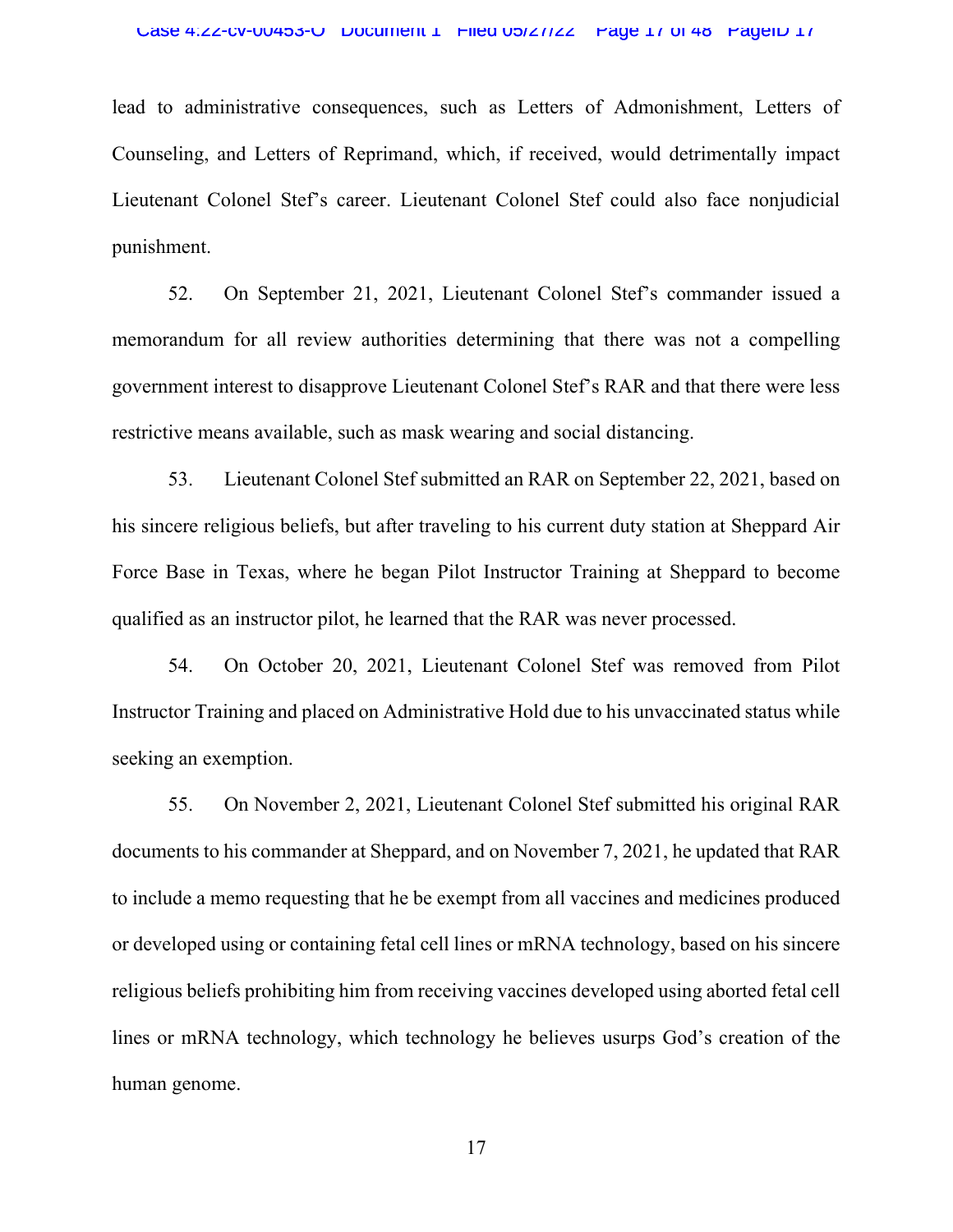lead to administrative consequences, such as Letters of Admonishment, Letters of Counseling, and Letters of Reprimand, which, if received, would detrimentally impact Lieutenant Colonel Stef's career. Lieutenant Colonel Stef could also face nonjudicial punishment.

52. On September 21, 2021, Lieutenant Colonel Stef's commander issued a memorandum for all review authorities determining that there was not a compelling government interest to disapprove Lieutenant Colonel Stef's RAR and that there were less restrictive means available, such as mask wearing and social distancing.

53. Lieutenant Colonel Stef submitted an RAR on September 22, 2021, based on his sincere religious beliefs, but after traveling to his current duty station at Sheppard Air Force Base in Texas, where he began Pilot Instructor Training at Sheppard to become qualified as an instructor pilot, he learned that the RAR was never processed.

54. On October 20, 2021, Lieutenant Colonel Stef was removed from Pilot Instructor Training and placed on Administrative Hold due to his unvaccinated status while seeking an exemption.

55. On November 2, 2021, Lieutenant Colonel Stef submitted his original RAR documents to his commander at Sheppard, and on November 7, 2021, he updated that RAR to include a memo requesting that he be exempt from all vaccines and medicines produced or developed using or containing fetal cell lines or mRNA technology, based on his sincere religious beliefs prohibiting him from receiving vaccines developed using aborted fetal cell lines or mRNA technology, which technology he believes usurps God's creation of the human genome.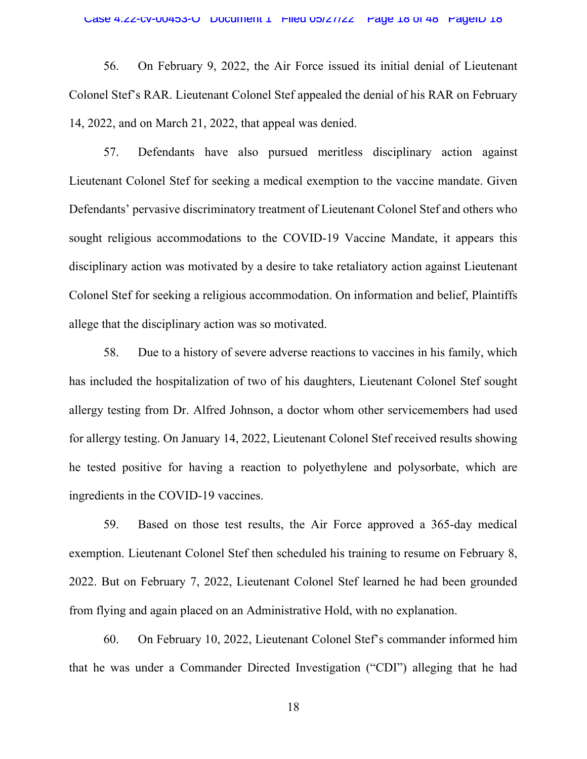56. On February 9, 2022, the Air Force issued its initial denial of Lieutenant Colonel Stef's RAR. Lieutenant Colonel Stef appealed the denial of his RAR on February 14, 2022, and on March 21, 2022, that appeal was denied.

57. Defendants have also pursued meritless disciplinary action against Lieutenant Colonel Stef for seeking a medical exemption to the vaccine mandate. Given Defendants' pervasive discriminatory treatment of Lieutenant Colonel Stef and others who sought religious accommodations to the COVID-19 Vaccine Mandate, it appears this disciplinary action was motivated by a desire to take retaliatory action against Lieutenant Colonel Stef for seeking a religious accommodation. On information and belief, Plaintiffs allege that the disciplinary action was so motivated.

58. Due to a history of severe adverse reactions to vaccines in his family, which has included the hospitalization of two of his daughters, Lieutenant Colonel Stef sought allergy testing from Dr. Alfred Johnson, a doctor whom other servicemembers had used for allergy testing. On January 14, 2022, Lieutenant Colonel Stef received results showing he tested positive for having a reaction to polyethylene and polysorbate, which are ingredients in the COVID-19 vaccines.

59. Based on those test results, the Air Force approved a 365-day medical exemption. Lieutenant Colonel Stef then scheduled his training to resume on February 8, 2022. But on February 7, 2022, Lieutenant Colonel Stef learned he had been grounded from flying and again placed on an Administrative Hold, with no explanation.

60. On February 10, 2022, Lieutenant Colonel Stef's commander informed him that he was under a Commander Directed Investigation ("CDI") alleging that he had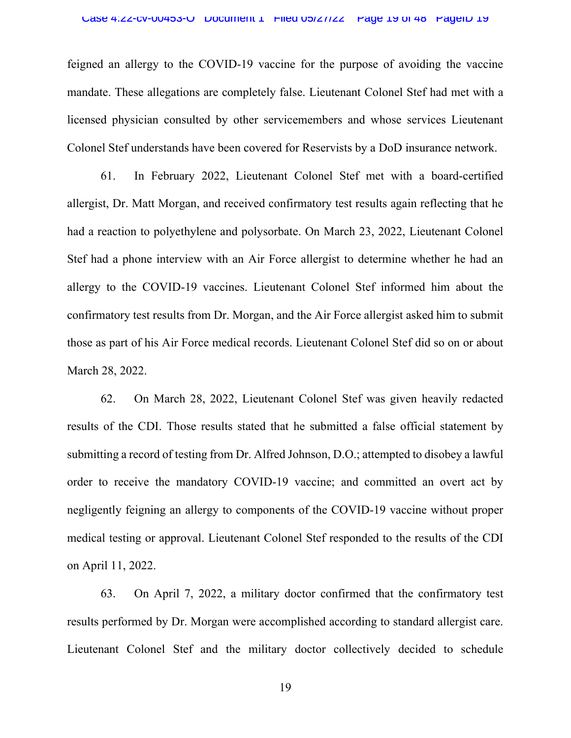feigned an allergy to the COVID-19 vaccine for the purpose of avoiding the vaccine mandate. These allegations are completely false. Lieutenant Colonel Stef had met with a licensed physician consulted by other servicemembers and whose services Lieutenant Colonel Stef understands have been covered for Reservists by a DoD insurance network.

61. In February 2022, Lieutenant Colonel Stef met with a board-certified allergist, Dr. Matt Morgan, and received confirmatory test results again reflecting that he had a reaction to polyethylene and polysorbate. On March 23, 2022, Lieutenant Colonel Stef had a phone interview with an Air Force allergist to determine whether he had an allergy to the COVID-19 vaccines. Lieutenant Colonel Stef informed him about the confirmatory test results from Dr. Morgan, and the Air Force allergist asked him to submit those as part of his Air Force medical records. Lieutenant Colonel Stef did so on or about March 28, 2022.

62. On March 28, 2022, Lieutenant Colonel Stef was given heavily redacted results of the CDI. Those results stated that he submitted a false official statement by submitting a record of testing from Dr. Alfred Johnson, D.O.; attempted to disobey a lawful order to receive the mandatory COVID-19 vaccine; and committed an overt act by negligently feigning an allergy to components of the COVID-19 vaccine without proper medical testing or approval. Lieutenant Colonel Stef responded to the results of the CDI on April 11, 2022.

63. On April 7, 2022, a military doctor confirmed that the confirmatory test results performed by Dr. Morgan were accomplished according to standard allergist care. Lieutenant Colonel Stef and the military doctor collectively decided to schedule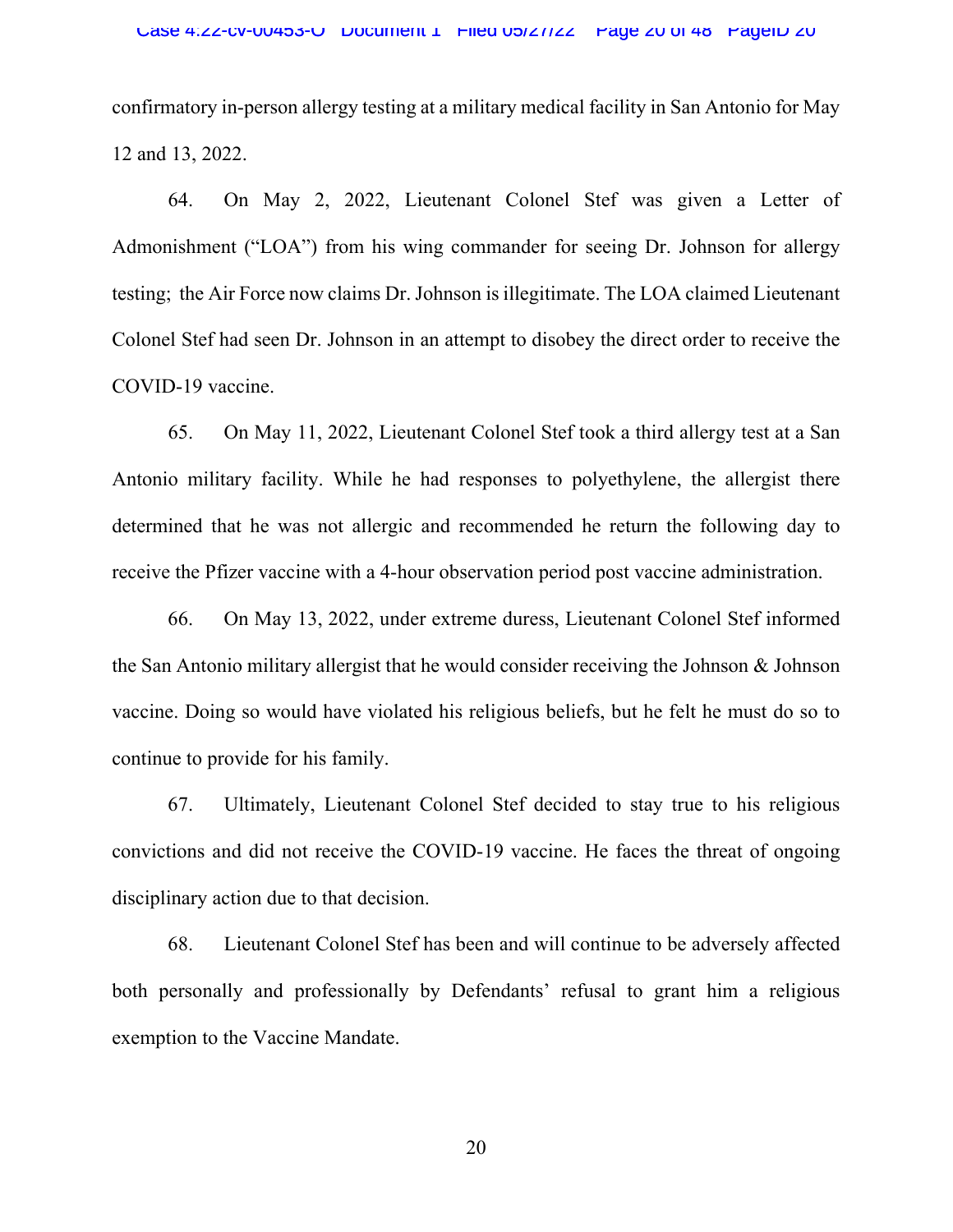confirmatory in-person allergy testing at a military medical facility in San Antonio for May 12 and 13, 2022.

64. On May 2, 2022, Lieutenant Colonel Stef was given a Letter of Admonishment ("LOA") from his wing commander for seeing Dr. Johnson for allergy testing; the Air Force now claims Dr. Johnson is illegitimate. The LOA claimed Lieutenant Colonel Stef had seen Dr. Johnson in an attempt to disobey the direct order to receive the COVID-19 vaccine.

65. On May 11, 2022, Lieutenant Colonel Stef took a third allergy test at a San Antonio military facility. While he had responses to polyethylene, the allergist there determined that he was not allergic and recommended he return the following day to receive the Pfizer vaccine with a 4-hour observation period post vaccine administration.

66. On May 13, 2022, under extreme duress, Lieutenant Colonel Stef informed the San Antonio military allergist that he would consider receiving the Johnson & Johnson vaccine. Doing so would have violated his religious beliefs, but he felt he must do so to continue to provide for his family.

67. Ultimately, Lieutenant Colonel Stef decided to stay true to his religious convictions and did not receive the COVID-19 vaccine. He faces the threat of ongoing disciplinary action due to that decision.

68. Lieutenant Colonel Stef has been and will continue to be adversely affected both personally and professionally by Defendants' refusal to grant him a religious exemption to the Vaccine Mandate.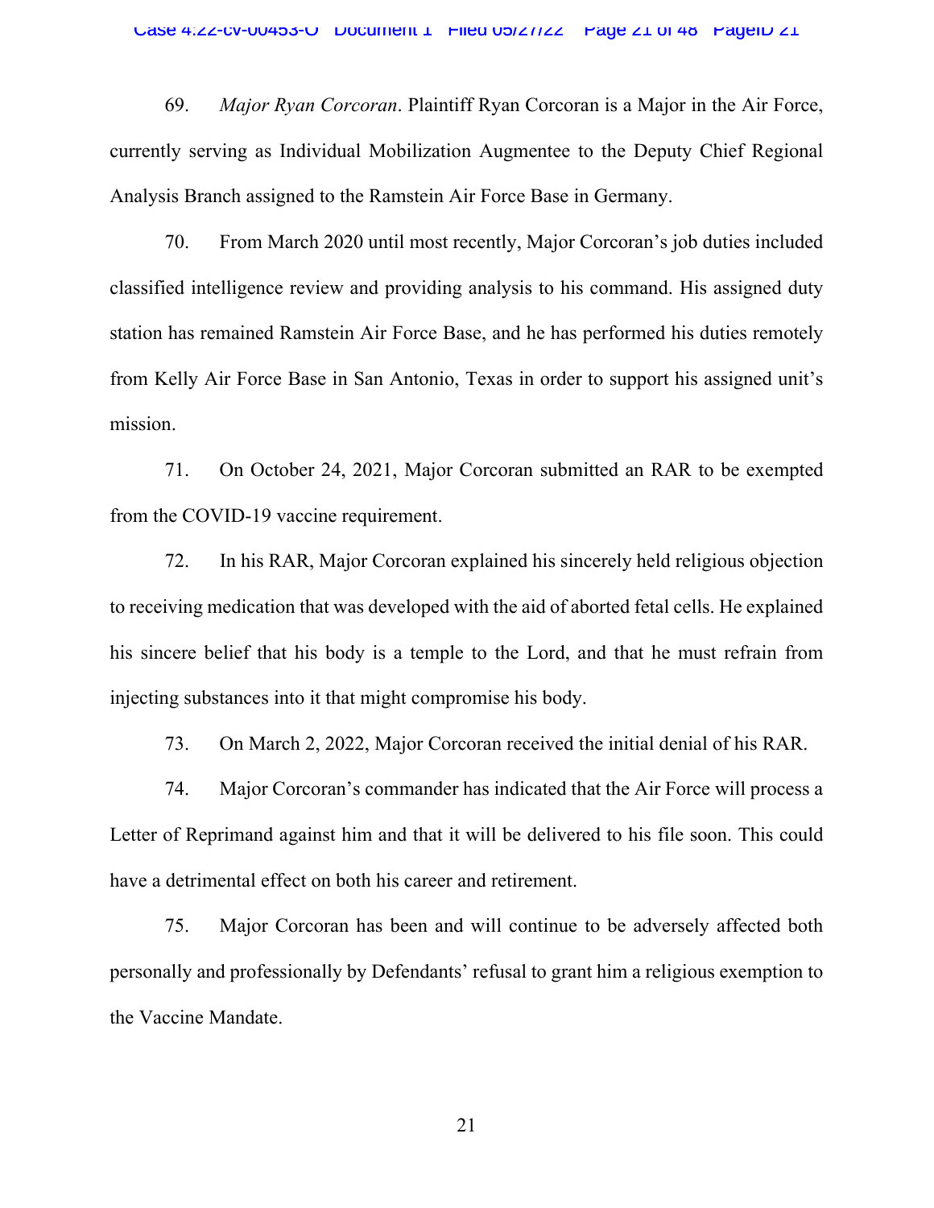69. *Major Ryan Corcoran*. Plaintiff Ryan Corcoran is a Major in the Air Force, currently serving as Individual Mobilization Augmentee to the Deputy Chief Regional Analysis Branch assigned to the Ramstein Air Force Base in Germany.

70. From March 2020 until most recently, Major Corcoran's job duties included classified intelligence review and providing analysis to his command. His assigned duty station has remained Ramstein Air Force Base, and he has performed his duties remotely from Kelly Air Force Base in San Antonio, Texas in order to support his assigned unit's mission.

71. On October 24, 2021, Major Corcoran submitted an RAR to be exempted from the COVID-19 vaccine requirement.

72. In his RAR, Major Corcoran explained his sincerely held religious objection to receiving medication that was developed with the aid of aborted fetal cells. He explained his sincere belief that his body is a temple to the Lord, and that he must refrain from injecting substances into it that might compromise his body.

73. On March 2, 2022, Major Corcoran received the initial denial of his RAR.

74. Major Corcoran's commander has indicated that the Air Force will process a Letter of Reprimand against him and that it will be delivered to his file soon. This could have a detrimental effect on both his career and retirement.

75. Major Corcoran has been and will continue to be adversely affected both personally and professionally by Defendants' refusal to grant him a religious exemption to the Vaccine Mandate.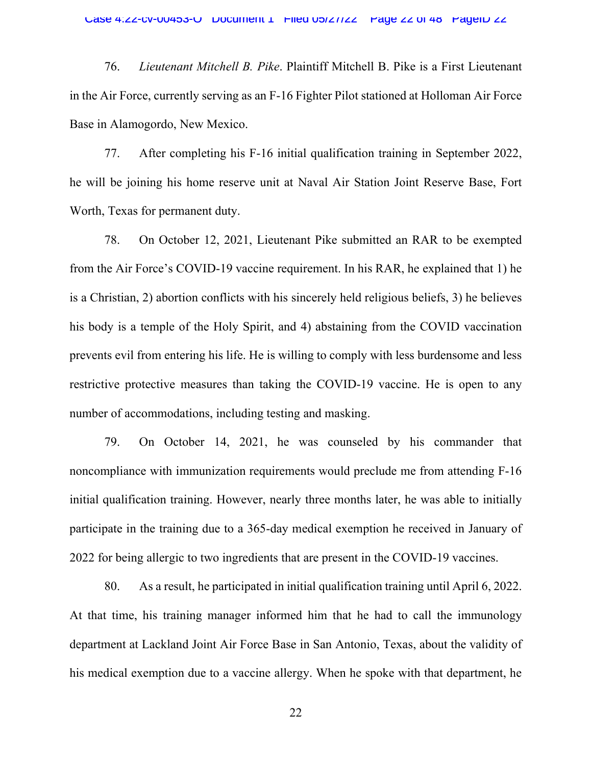76. *Lieutenant Mitchell B. Pike*. Plaintiff Mitchell B. Pike is a First Lieutenant in the Air Force, currently serving as an F-16 Fighter Pilot stationed at Holloman Air Force Base in Alamogordo, New Mexico.

77. After completing his F-16 initial qualification training in September 2022, he will be joining his home reserve unit at Naval Air Station Joint Reserve Base, Fort Worth, Texas for permanent duty.

78. On October 12, 2021, Lieutenant Pike submitted an RAR to be exempted from the Air Force's COVID-19 vaccine requirement. In his RAR, he explained that 1) he is a Christian, 2) abortion conflicts with his sincerely held religious beliefs, 3) he believes his body is a temple of the Holy Spirit, and 4) abstaining from the COVID vaccination prevents evil from entering his life. He is willing to comply with less burdensome and less restrictive protective measures than taking the COVID-19 vaccine. He is open to any number of accommodations, including testing and masking.

79. On October 14, 2021, he was counseled by his commander that noncompliance with immunization requirements would preclude me from attending F-16 initial qualification training. However, nearly three months later, he was able to initially participate in the training due to a 365-day medical exemption he received in January of 2022 for being allergic to two ingredients that are present in the COVID-19 vaccines.

80. As a result, he participated in initial qualification training until April 6, 2022. At that time, his training manager informed him that he had to call the immunology department at Lackland Joint Air Force Base in San Antonio, Texas, about the validity of his medical exemption due to a vaccine allergy. When he spoke with that department, he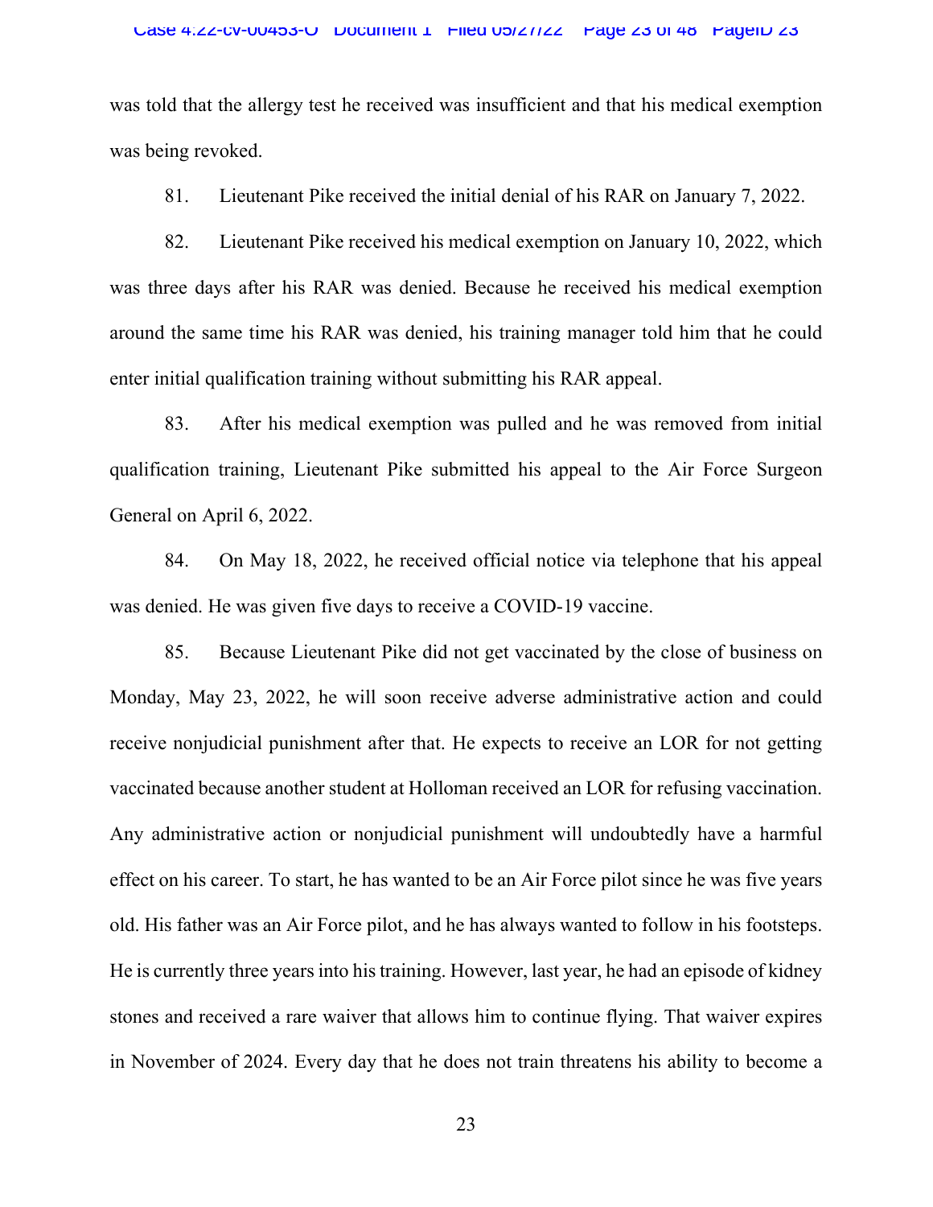was told that the allergy test he received was insufficient and that his medical exemption was being revoked.

81. Lieutenant Pike received the initial denial of his RAR on January 7, 2022.

82. Lieutenant Pike received his medical exemption on January 10, 2022, which was three days after his RAR was denied. Because he received his medical exemption around the same time his RAR was denied, his training manager told him that he could enter initial qualification training without submitting his RAR appeal.

83. After his medical exemption was pulled and he was removed from initial qualification training, Lieutenant Pike submitted his appeal to the Air Force Surgeon General on April 6, 2022.

84. On May 18, 2022, he received official notice via telephone that his appeal was denied. He was given five days to receive a COVID-19 vaccine.

85. Because Lieutenant Pike did not get vaccinated by the close of business on Monday, May 23, 2022, he will soon receive adverse administrative action and could receive nonjudicial punishment after that. He expects to receive an LOR for not getting vaccinated because another student at Holloman received an LOR for refusing vaccination. Any administrative action or nonjudicial punishment will undoubtedly have a harmful effect on his career. To start, he has wanted to be an Air Force pilot since he was five years old. His father was an Air Force pilot, and he has always wanted to follow in his footsteps. He is currently three years into his training. However, last year, he had an episode of kidney stones and received a rare waiver that allows him to continue flying. That waiver expires in November of 2024. Every day that he does not train threatens his ability to become a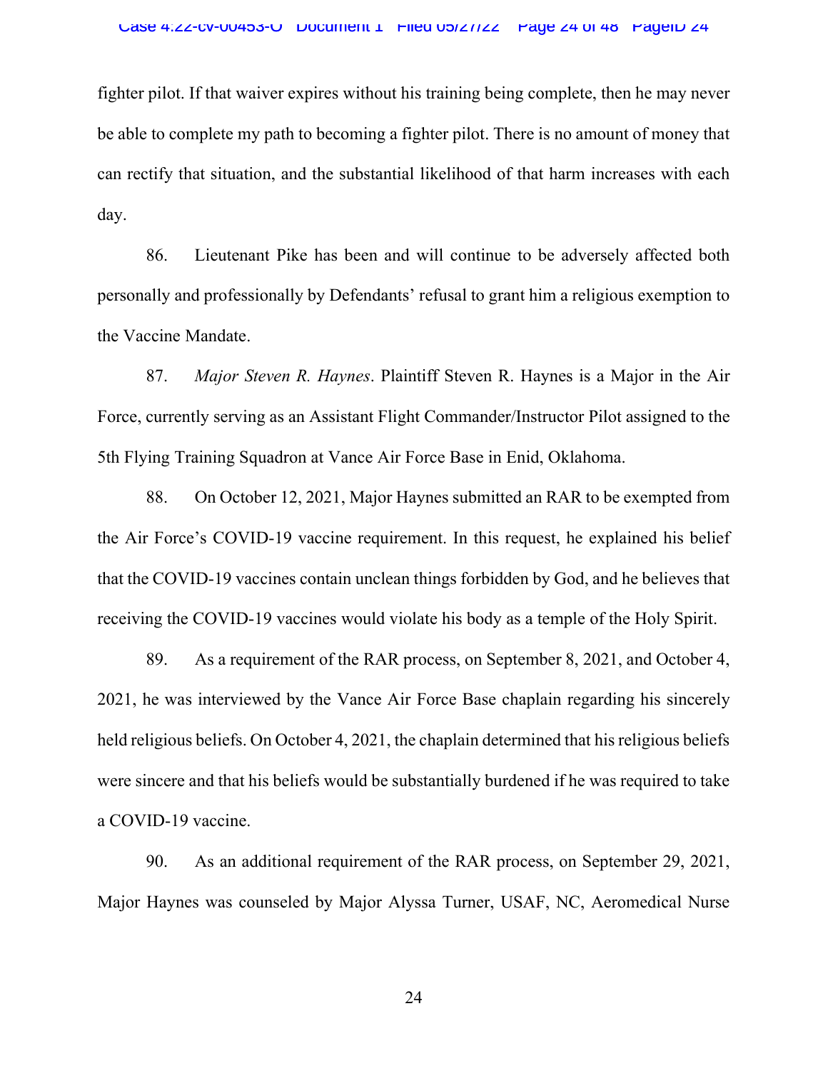fighter pilot. If that waiver expires without his training being complete, then he may never be able to complete my path to becoming a fighter pilot. There is no amount of money that can rectify that situation, and the substantial likelihood of that harm increases with each day.

86. Lieutenant Pike has been and will continue to be adversely affected both personally and professionally by Defendants' refusal to grant him a religious exemption to the Vaccine Mandate.

87. *Major Steven R. Haynes*. Plaintiff Steven R. Haynes is a Major in the Air Force, currently serving as an Assistant Flight Commander/Instructor Pilot assigned to the 5th Flying Training Squadron at Vance Air Force Base in Enid, Oklahoma.

88. On October 12, 2021, Major Haynes submitted an RAR to be exempted from the Air Force's COVID-19 vaccine requirement. In this request, he explained his belief that the COVID-19 vaccines contain unclean things forbidden by God, and he believes that receiving the COVID-19 vaccines would violate his body as a temple of the Holy Spirit.

89. As a requirement of the RAR process, on September 8, 2021, and October 4, 2021, he was interviewed by the Vance Air Force Base chaplain regarding his sincerely held religious beliefs. On October 4, 2021, the chaplain determined that his religious beliefs were sincere and that his beliefs would be substantially burdened if he was required to take a COVID-19 vaccine.

90. As an additional requirement of the RAR process, on September 29, 2021, Major Haynes was counseled by Major Alyssa Turner, USAF, NC, Aeromedical Nurse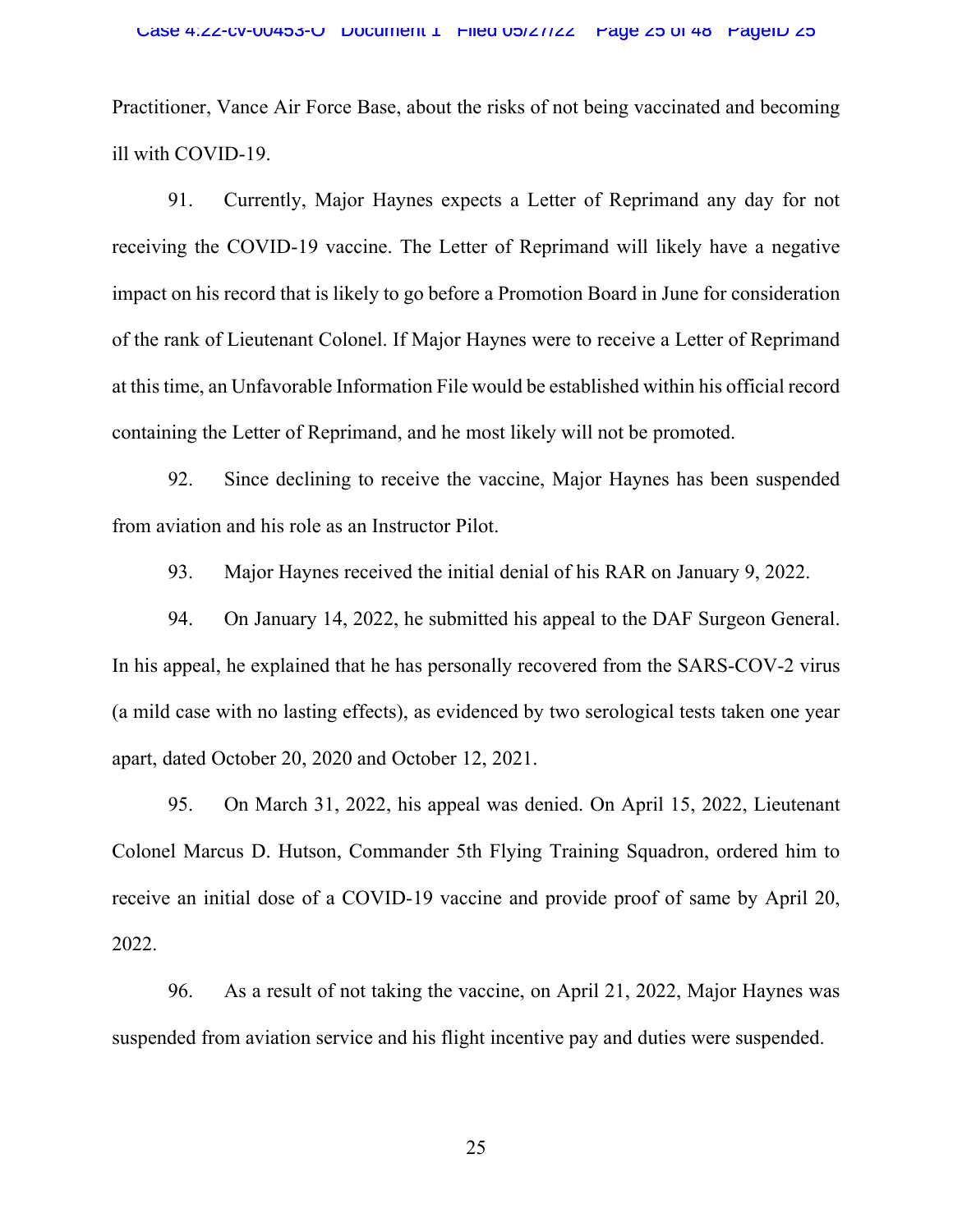Practitioner, Vance Air Force Base, about the risks of not being vaccinated and becoming ill with COVID-19.

91. Currently, Major Haynes expects a Letter of Reprimand any day for not receiving the COVID-19 vaccine. The Letter of Reprimand will likely have a negative impact on his record that is likely to go before a Promotion Board in June for consideration of the rank of Lieutenant Colonel. If Major Haynes were to receive a Letter of Reprimand at this time, an Unfavorable Information File would be established within his official record containing the Letter of Reprimand, and he most likely will not be promoted.

92. Since declining to receive the vaccine, Major Haynes has been suspended from aviation and his role as an Instructor Pilot.

93. Major Haynes received the initial denial of his RAR on January 9, 2022.

94. On January 14, 2022, he submitted his appeal to the DAF Surgeon General. In his appeal, he explained that he has personally recovered from the SARS-COV-2 virus (a mild case with no lasting effects), as evidenced by two serological tests taken one year apart, dated October 20, 2020 and October 12, 2021.

95. On March 31, 2022, his appeal was denied. On April 15, 2022, Lieutenant Colonel Marcus D. Hutson, Commander 5th Flying Training Squadron, ordered him to receive an initial dose of a COVID-19 vaccine and provide proof of same by April 20, 2022.

96. As a result of not taking the vaccine, on April 21, 2022, Major Haynes was suspended from aviation service and his flight incentive pay and duties were suspended.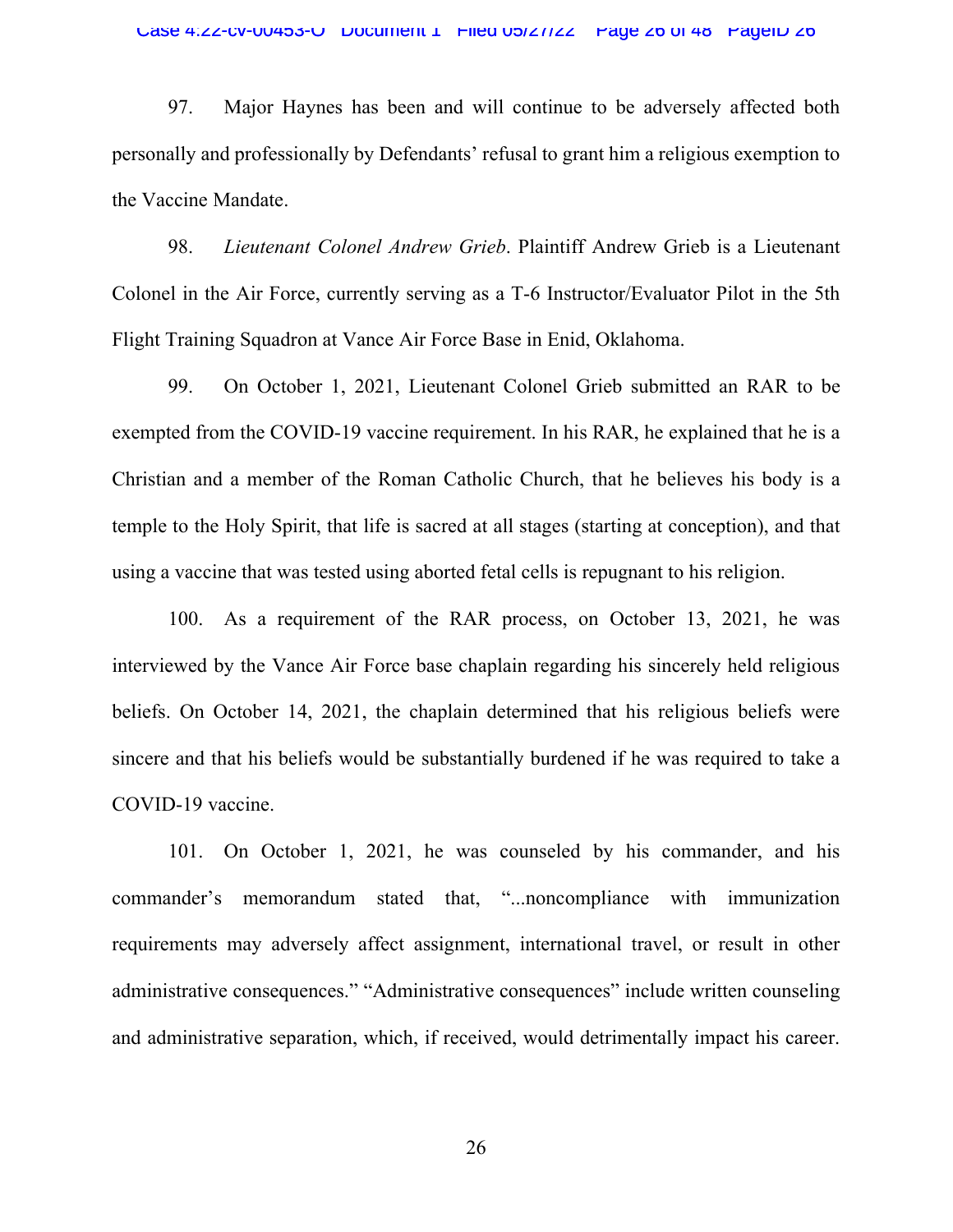97. Major Haynes has been and will continue to be adversely affected both personally and professionally by Defendants' refusal to grant him a religious exemption to the Vaccine Mandate.

98. *Lieutenant Colonel Andrew Grieb*. Plaintiff Andrew Grieb is a Lieutenant Colonel in the Air Force, currently serving as a T-6 Instructor/Evaluator Pilot in the 5th Flight Training Squadron at Vance Air Force Base in Enid, Oklahoma.

99. On October 1, 2021, Lieutenant Colonel Grieb submitted an RAR to be exempted from the COVID-19 vaccine requirement. In his RAR, he explained that he is a Christian and a member of the Roman Catholic Church, that he believes his body is a temple to the Holy Spirit, that life is sacred at all stages (starting at conception), and that using a vaccine that was tested using aborted fetal cells is repugnant to his religion.

100. As a requirement of the RAR process, on October 13, 2021, he was interviewed by the Vance Air Force base chaplain regarding his sincerely held religious beliefs. On October 14, 2021, the chaplain determined that his religious beliefs were sincere and that his beliefs would be substantially burdened if he was required to take a COVID-19 vaccine.

101. On October 1, 2021, he was counseled by his commander, and his commander's memorandum stated that, "...noncompliance with immunization requirements may adversely affect assignment, international travel, or result in other administrative consequences." "Administrative consequences" include written counseling and administrative separation, which, if received, would detrimentally impact his career.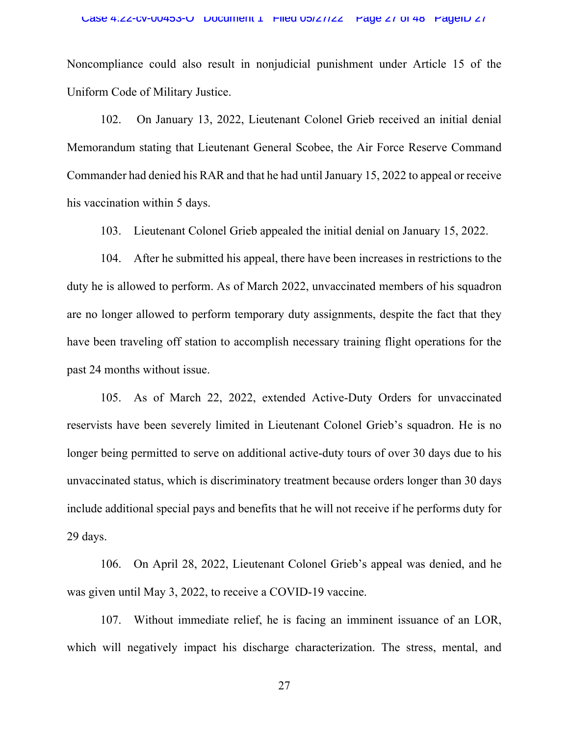Noncompliance could also result in nonjudicial punishment under Article 15 of the Uniform Code of Military Justice.

102. On January 13, 2022, Lieutenant Colonel Grieb received an initial denial Memorandum stating that Lieutenant General Scobee, the Air Force Reserve Command Commander had denied his RAR and that he had until January 15, 2022 to appeal or receive his vaccination within 5 days.

103. Lieutenant Colonel Grieb appealed the initial denial on January 15, 2022.

104. After he submitted his appeal, there have been increases in restrictions to the duty he is allowed to perform. As of March 2022, unvaccinated members of his squadron are no longer allowed to perform temporary duty assignments, despite the fact that they have been traveling off station to accomplish necessary training flight operations for the past 24 months without issue.

105. As of March 22, 2022, extended Active-Duty Orders for unvaccinated reservists have been severely limited in Lieutenant Colonel Grieb's squadron. He is no longer being permitted to serve on additional active-duty tours of over 30 days due to his unvaccinated status, which is discriminatory treatment because orders longer than 30 days include additional special pays and benefits that he will not receive if he performs duty for 29 days.

106. On April 28, 2022, Lieutenant Colonel Grieb's appeal was denied, and he was given until May 3, 2022, to receive a COVID-19 vaccine.

107. Without immediate relief, he is facing an imminent issuance of an LOR, which will negatively impact his discharge characterization. The stress, mental, and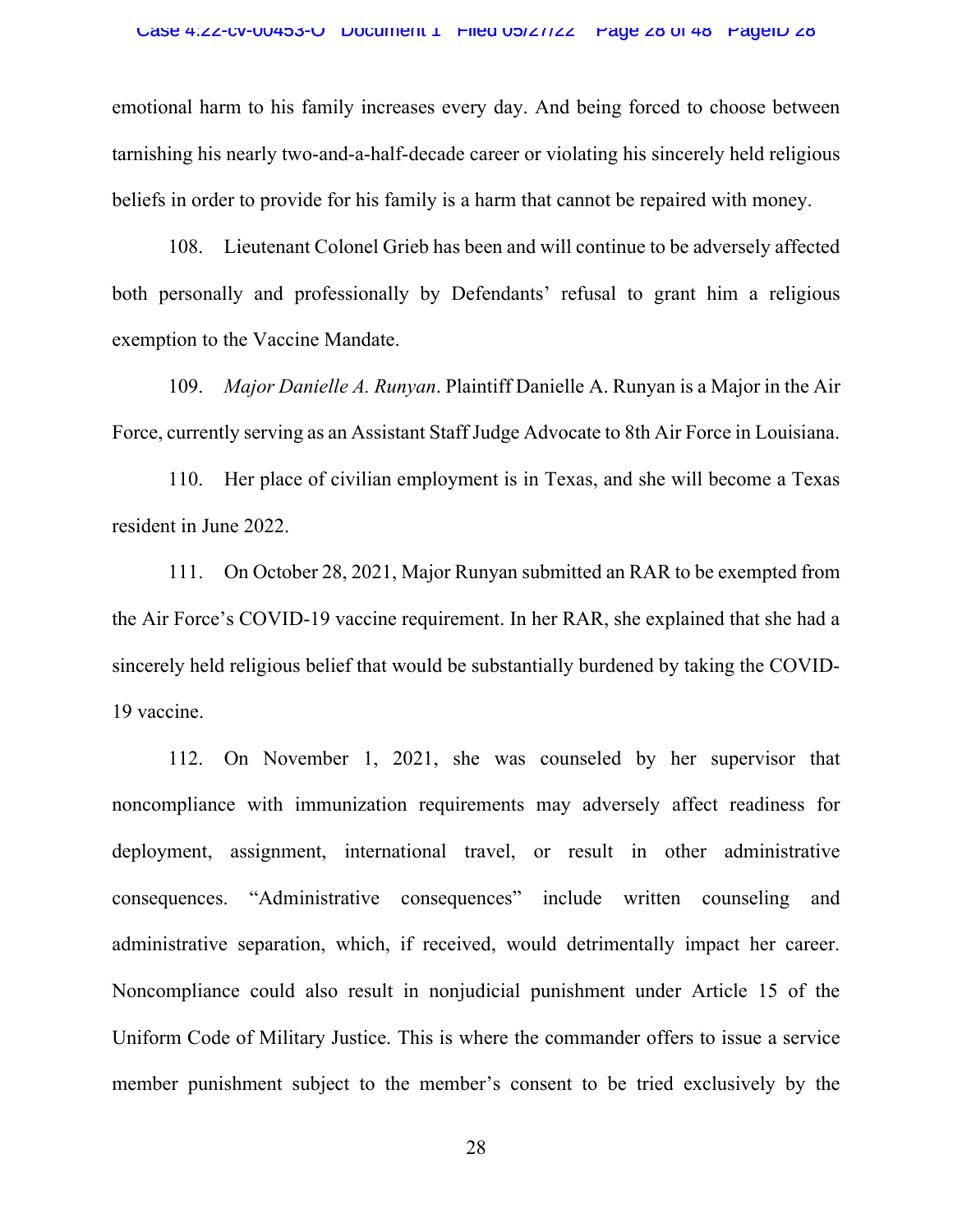emotional harm to his family increases every day. And being forced to choose between tarnishing his nearly two-and-a-half-decade career or violating his sincerely held religious beliefs in order to provide for his family is a harm that cannot be repaired with money.

108. Lieutenant Colonel Grieb has been and will continue to be adversely affected both personally and professionally by Defendants' refusal to grant him a religious exemption to the Vaccine Mandate.

109. *Major Danielle A. Runyan*. Plaintiff Danielle A. Runyan is a Major in the Air Force, currently serving as an Assistant Staff Judge Advocate to 8th Air Force in Louisiana.

110. Her place of civilian employment is in Texas, and she will become a Texas resident in June 2022.

111. On October 28, 2021, Major Runyan submitted an RAR to be exempted from the Air Force's COVID-19 vaccine requirement. In her RAR, she explained that she had a sincerely held religious belief that would be substantially burdened by taking the COVID-19 vaccine.

112. On November 1, 2021, she was counseled by her supervisor that noncompliance with immunization requirements may adversely affect readiness for deployment, assignment, international travel, or result in other administrative consequences. "Administrative consequences" include written counseling and administrative separation, which, if received, would detrimentally impact her career. Noncompliance could also result in nonjudicial punishment under Article 15 of the Uniform Code of Military Justice. This is where the commander offers to issue a service member punishment subject to the member's consent to be tried exclusively by the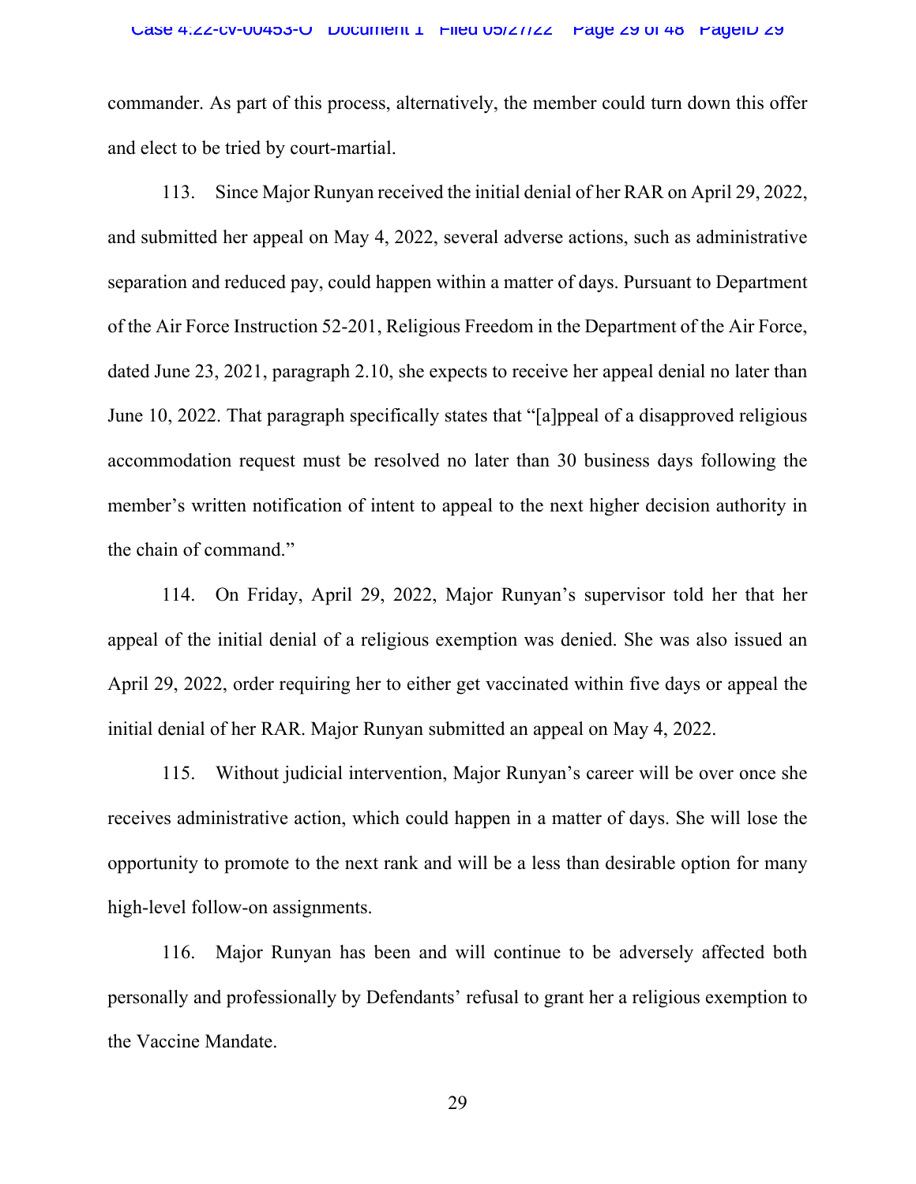commander. As part of this process, alternatively, the member could turn down this offer and elect to be tried by court-martial.

113. Since Major Runyan received the initial denial of her RAR on April 29, 2022, and submitted her appeal on May 4, 2022, several adverse actions, such as administrative separation and reduced pay, could happen within a matter of days. Pursuant to Department of the Air Force Instruction 52-201, Religious Freedom in the Department of the Air Force, dated June 23, 2021, paragraph 2.10, she expects to receive her appeal denial no later than June 10, 2022. That paragraph specifically states that "[a]ppeal of a disapproved religious accommodation request must be resolved no later than 30 business days following the member's written notification of intent to appeal to the next higher decision authority in the chain of command."

114. On Friday, April 29, 2022, Major Runyan's supervisor told her that her appeal of the initial denial of a religious exemption was denied. She was also issued an April 29, 2022, order requiring her to either get vaccinated within five days or appeal the initial denial of her RAR. Major Runyan submitted an appeal on May 4, 2022.

115. Without judicial intervention, Major Runyan's career will be over once she receives administrative action, which could happen in a matter of days. She will lose the opportunity to promote to the next rank and will be a less than desirable option for many high-level follow-on assignments.

116. Major Runyan has been and will continue to be adversely affected both personally and professionally by Defendants' refusal to grant her a religious exemption to the Vaccine Mandate.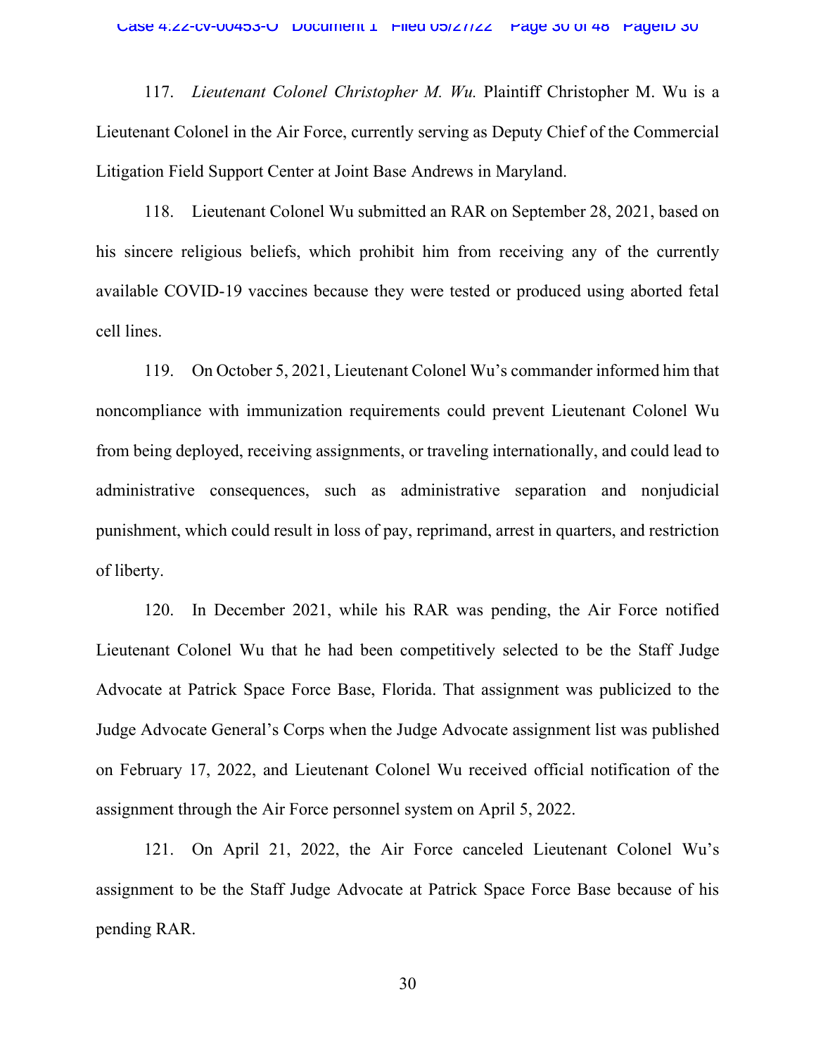117. *Lieutenant Colonel Christopher M. Wu.* Plaintiff Christopher M. Wu is a Lieutenant Colonel in the Air Force, currently serving as Deputy Chief of the Commercial Litigation Field Support Center at Joint Base Andrews in Maryland.

118. Lieutenant Colonel Wu submitted an RAR on September 28, 2021, based on his sincere religious beliefs, which prohibit him from receiving any of the currently available COVID-19 vaccines because they were tested or produced using aborted fetal cell lines.

119. On October 5, 2021, Lieutenant Colonel Wu's commander informed him that noncompliance with immunization requirements could prevent Lieutenant Colonel Wu from being deployed, receiving assignments, or traveling internationally, and could lead to administrative consequences, such as administrative separation and nonjudicial punishment, which could result in loss of pay, reprimand, arrest in quarters, and restriction of liberty.

120. In December 2021, while his RAR was pending, the Air Force notified Lieutenant Colonel Wu that he had been competitively selected to be the Staff Judge Advocate at Patrick Space Force Base, Florida. That assignment was publicized to the Judge Advocate General's Corps when the Judge Advocate assignment list was published on February 17, 2022, and Lieutenant Colonel Wu received official notification of the assignment through the Air Force personnel system on April 5, 2022.

121. On April 21, 2022, the Air Force canceled Lieutenant Colonel Wu's assignment to be the Staff Judge Advocate at Patrick Space Force Base because of his pending RAR.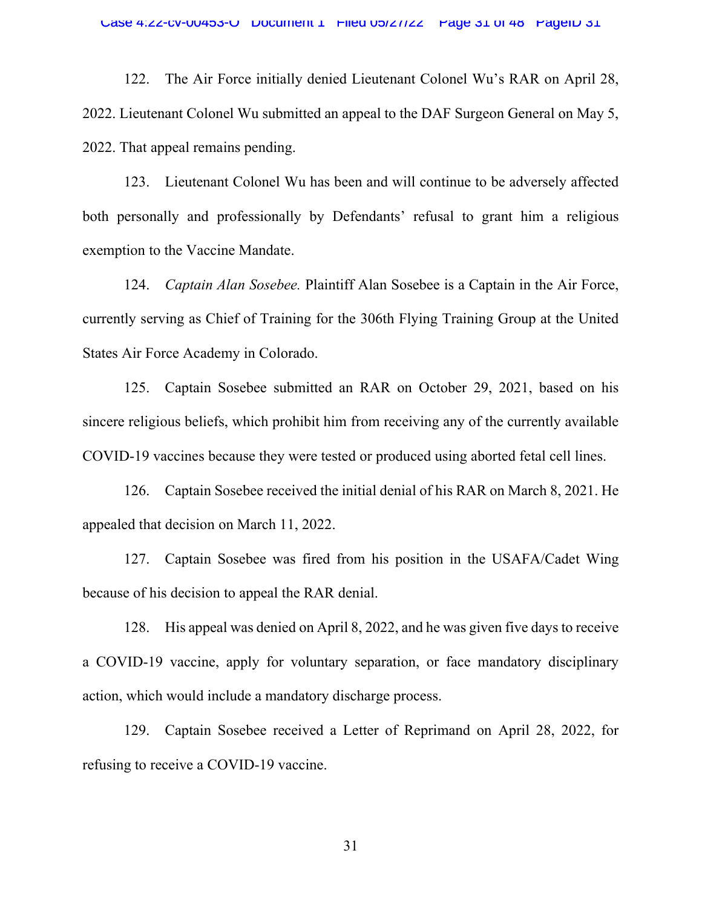122. The Air Force initially denied Lieutenant Colonel Wu's RAR on April 28, 2022. Lieutenant Colonel Wu submitted an appeal to the DAF Surgeon General on May 5, 2022. That appeal remains pending.

123. Lieutenant Colonel Wu has been and will continue to be adversely affected both personally and professionally by Defendants' refusal to grant him a religious exemption to the Vaccine Mandate.

124. *Captain Alan Sosebee.* Plaintiff Alan Sosebee is a Captain in the Air Force, currently serving as Chief of Training for the 306th Flying Training Group at the United States Air Force Academy in Colorado.

125. Captain Sosebee submitted an RAR on October 29, 2021, based on his sincere religious beliefs, which prohibit him from receiving any of the currently available COVID-19 vaccines because they were tested or produced using aborted fetal cell lines.

126. Captain Sosebee received the initial denial of his RAR on March 8, 2021. He appealed that decision on March 11, 2022.

127. Captain Sosebee was fired from his position in the USAFA/Cadet Wing because of his decision to appeal the RAR denial.

128. His appeal was denied on April 8, 2022, and he was given five days to receive a COVID-19 vaccine, apply for voluntary separation, or face mandatory disciplinary action, which would include a mandatory discharge process.

129. Captain Sosebee received a Letter of Reprimand on April 28, 2022, for refusing to receive a COVID-19 vaccine.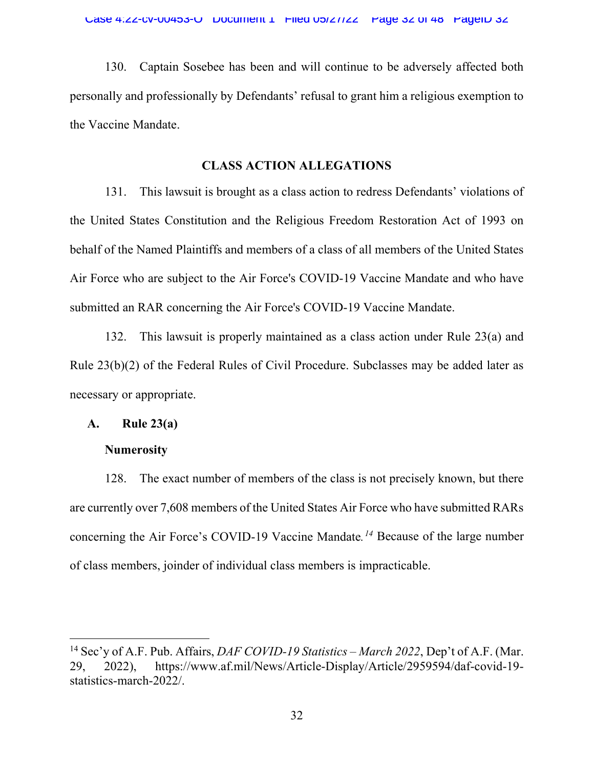130. Captain Sosebee has been and will continue to be adversely affected both personally and professionally by Defendants' refusal to grant him a religious exemption to the Vaccine Mandate.

## CLASS ACTION ALLEGATIONS

131. This lawsuit is brought as a class action to redress Defendants' violations of the United States Constitution and the Religious Freedom Restoration Act of 1993 on behalf of the Named Plaintiffs and members of a class of all members of the United States Air Force who are subject to the Air Force's COVID-19 Vaccine Mandate and who have submitted an RAR concerning the Air Force's COVID-19 Vaccine Mandate.

132. This lawsuit is properly maintained as a class action under Rule 23(a) and Rule 23(b)(2) of the Federal Rules of Civil Procedure. Subclasses may be added later as necessary or appropriate.

### A. Rule 23(a)

**Numerosity**

128. The exact number of members of the class is not precisely known, but there are currently over 7,608 members of the United States Air Force who have submitted RARs concerning the Air Force's COVID-19 Vaccine Mandate.[14] Because of the large number of class members, joinder of individual class members is impracticable.

---

[14] Sec'y of A.F. Pub. Affairs, *DAF COVID-19 Statistics – March 2022*, Dep't of A.F. (Mar. 29, 2022), https://www.af.mil/News/Article-Display/Article/2959594/daf-covid-19-statistics-march-2022/.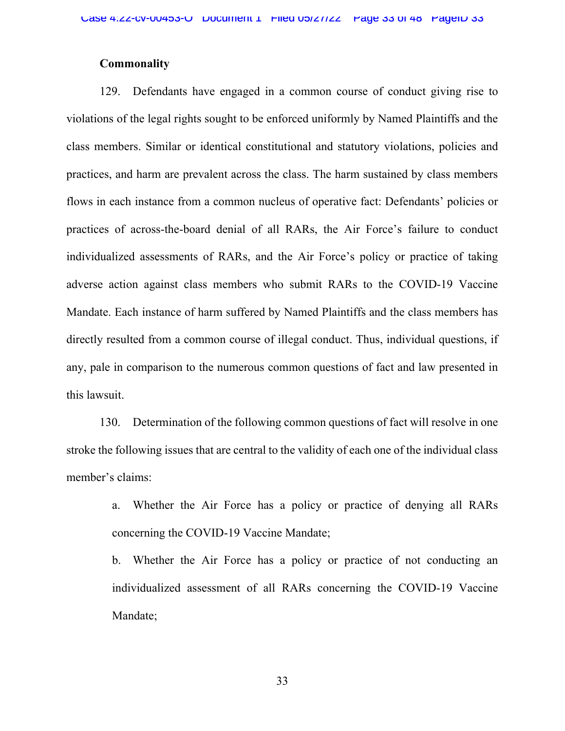**Commonality**

129. Defendants have engaged in a common course of conduct giving rise to violations of the legal rights sought to be enforced uniformly by Named Plaintiffs and the class members. Similar or identical constitutional and statutory violations, policies and practices, and harm are prevalent across the class. The harm sustained by class members flows in each instance from a common nucleus of operative fact: Defendants' policies or practices of across-the-board denial of all RARs, the Air Force's failure to conduct individualized assessments of RARs, and the Air Force's policy or practice of taking adverse action against class members who submit RARs to the COVID-19 Vaccine Mandate. Each instance of harm suffered by Named Plaintiffs and the class members has directly resulted from a common course of illegal conduct. Thus, individual questions, if any, pale in comparison to the numerous common questions of fact and law presented in this lawsuit.

130. Determination of the following common questions of fact will resolve in one stroke the following issues that are central to the validity of each one of the individual class member's claims:

a. Whether the Air Force has a policy or practice of denying all RARs concerning the COVID-19 Vaccine Mandate;

b. Whether the Air Force has a policy or practice of not conducting an individualized assessment of all RARs concerning the COVID-19 Vaccine Mandate;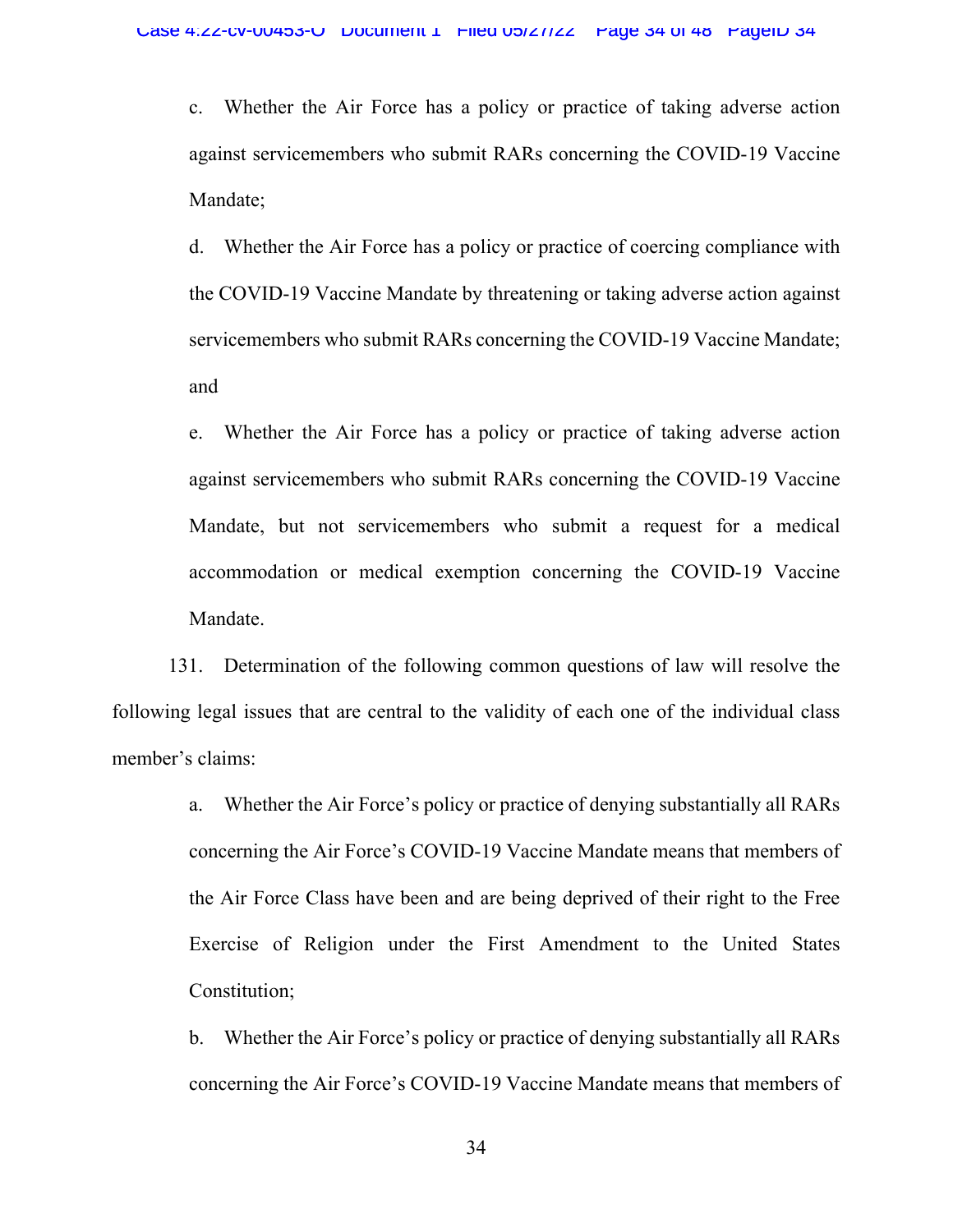c. Whether the Air Force has a policy or practice of taking adverse action against servicemembers who submit RARs concerning the COVID-19 Vaccine Mandate;

d. Whether the Air Force has a policy or practice of coercing compliance with the COVID-19 Vaccine Mandate by threatening or taking adverse action against servicemembers who submit RARs concerning the COVID-19 Vaccine Mandate; and

e. Whether the Air Force has a policy or practice of taking adverse action against servicemembers who submit RARs concerning the COVID-19 Vaccine Mandate, but not servicemembers who submit a request for a medical accommodation or medical exemption concerning the COVID-19 Vaccine Mandate.

131. Determination of the following common questions of law will resolve the following legal issues that are central to the validity of each one of the individual class member's claims:

a. Whether the Air Force's policy or practice of denying substantially all RARs concerning the Air Force's COVID-19 Vaccine Mandate means that members of the Air Force Class have been and are being deprived of their right to the Free Exercise of Religion under the First Amendment to the United States Constitution;

b. Whether the Air Force's policy or practice of denying substantially all RARs concerning the Air Force's COVID-19 Vaccine Mandate means that members of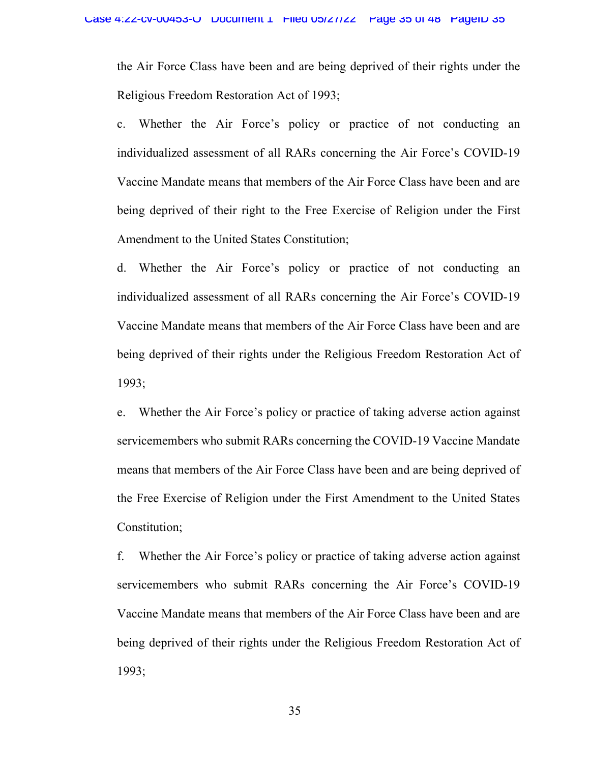the Air Force Class have been and are being deprived of their rights under the Religious Freedom Restoration Act of 1993;

c. Whether the Air Force's policy or practice of not conducting an individualized assessment of all RARs concerning the Air Force's COVID-19 Vaccine Mandate means that members of the Air Force Class have been and are being deprived of their right to the Free Exercise of Religion under the First Amendment to the United States Constitution;

d. Whether the Air Force's policy or practice of not conducting an individualized assessment of all RARs concerning the Air Force's COVID-19 Vaccine Mandate means that members of the Air Force Class have been and are being deprived of their rights under the Religious Freedom Restoration Act of 1993;

e. Whether the Air Force's policy or practice of taking adverse action against servicemembers who submit RARs concerning the COVID-19 Vaccine Mandate means that members of the Air Force Class have been and are being deprived of the Free Exercise of Religion under the First Amendment to the United States Constitution;

f. Whether the Air Force's policy or practice of taking adverse action against servicemembers who submit RARs concerning the Air Force's COVID-19 Vaccine Mandate means that members of the Air Force Class have been and are being deprived of their rights under the Religious Freedom Restoration Act of 1993;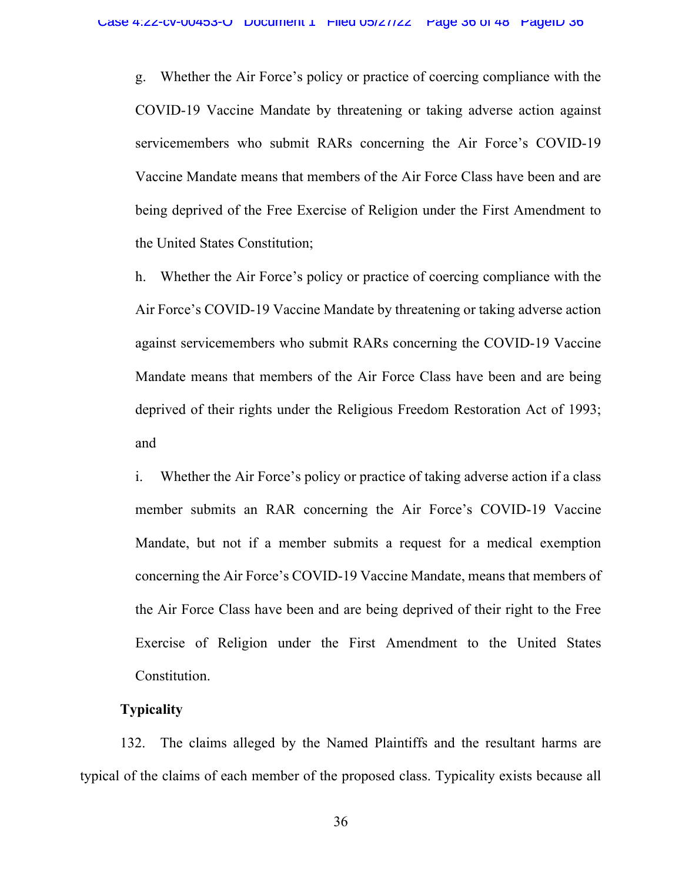g. Whether the Air Force's policy or practice of coercing compliance with the COVID-19 Vaccine Mandate by threatening or taking adverse action against servicemembers who submit RARs concerning the Air Force's COVID-19 Vaccine Mandate means that members of the Air Force Class have been and are being deprived of the Free Exercise of Religion under the First Amendment to the United States Constitution;

h. Whether the Air Force's policy or practice of coercing compliance with the Air Force's COVID-19 Vaccine Mandate by threatening or taking adverse action against servicemembers who submit RARs concerning the COVID-19 Vaccine Mandate means that members of the Air Force Class have been and are being deprived of their rights under the Religious Freedom Restoration Act of 1993; and

i. Whether the Air Force's policy or practice of taking adverse action if a class member submits an RAR concerning the Air Force's COVID-19 Vaccine Mandate, but not if a member submits a request for a medical exemption concerning the Air Force's COVID-19 Vaccine Mandate, means that members of the Air Force Class have been and are being deprived of their right to the Free Exercise of Religion under the First Amendment to the United States Constitution.

**Typicality**

132. The claims alleged by the Named Plaintiffs and the resultant harms are typical of the claims of each member of the proposed class. Typicality exists because all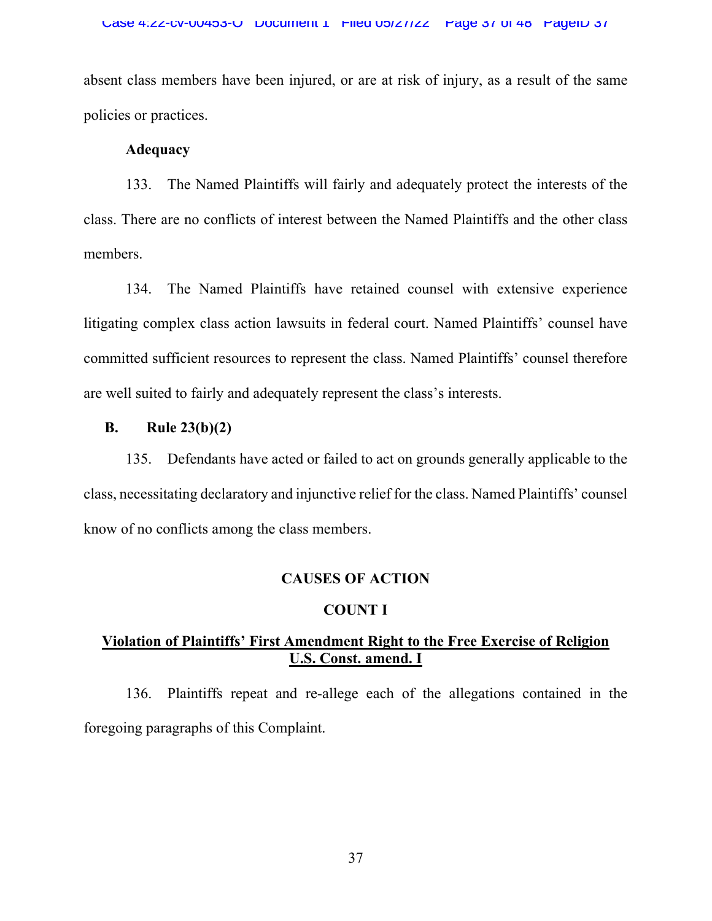absent class members have been injured, or are at risk of injury, as a result of the same policies or practices.

**Adequacy**

133. The Named Plaintiffs will fairly and adequately protect the interests of the class. There are no conflicts of interest between the Named Plaintiffs and the other class members.

134. The Named Plaintiffs have retained counsel with extensive experience litigating complex class action lawsuits in federal court. Named Plaintiffs' counsel have committed sufficient resources to represent the class. Named Plaintiffs' counsel therefore are well suited to fairly and adequately represent the class's interests.

### B. Rule 23(b)(2)

135. Defendants have acted or failed to act on grounds generally applicable to the class, necessitating declaratory and injunctive relief for the class. Named Plaintiffs' counsel know of no conflicts among the class members.

## CAUSES OF ACTION

## COUNT I

**Violation of Plaintiffs' First Amendment Right to the Free Exercise of Religion U.S. Const. amend. I**

136. Plaintiffs repeat and re-allege each of the allegations contained in the foregoing paragraphs of this Complaint.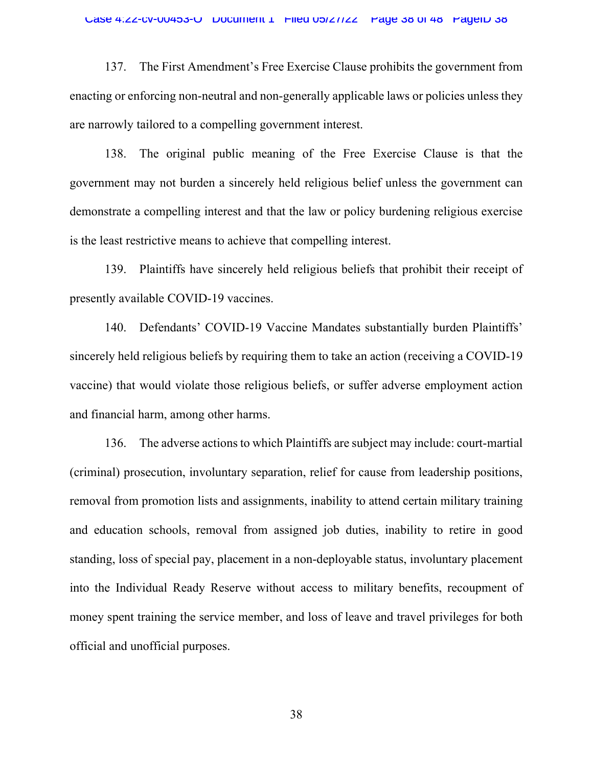137. The First Amendment's Free Exercise Clause prohibits the government from enacting or enforcing non-neutral and non-generally applicable laws or policies unless they are narrowly tailored to a compelling government interest.

138. The original public meaning of the Free Exercise Clause is that the government may not burden a sincerely held religious belief unless the government can demonstrate a compelling interest and that the law or policy burdening religious exercise is the least restrictive means to achieve that compelling interest.

139. Plaintiffs have sincerely held religious beliefs that prohibit their receipt of presently available COVID-19 vaccines.

140. Defendants' COVID-19 Vaccine Mandates substantially burden Plaintiffs' sincerely held religious beliefs by requiring them to take an action (receiving a COVID-19 vaccine) that would violate those religious beliefs, or suffer adverse employment action and financial harm, among other harms.

136. The adverse actions to which Plaintiffs are subject may include: court-martial (criminal) prosecution, involuntary separation, relief for cause from leadership positions, removal from promotion lists and assignments, inability to attend certain military training and education schools, removal from assigned job duties, inability to retire in good standing, loss of special pay, placement in a non-deployable status, involuntary placement into the Individual Ready Reserve without access to military benefits, recoupment of money spent training the service member, and loss of leave and travel privileges for both official and unofficial purposes.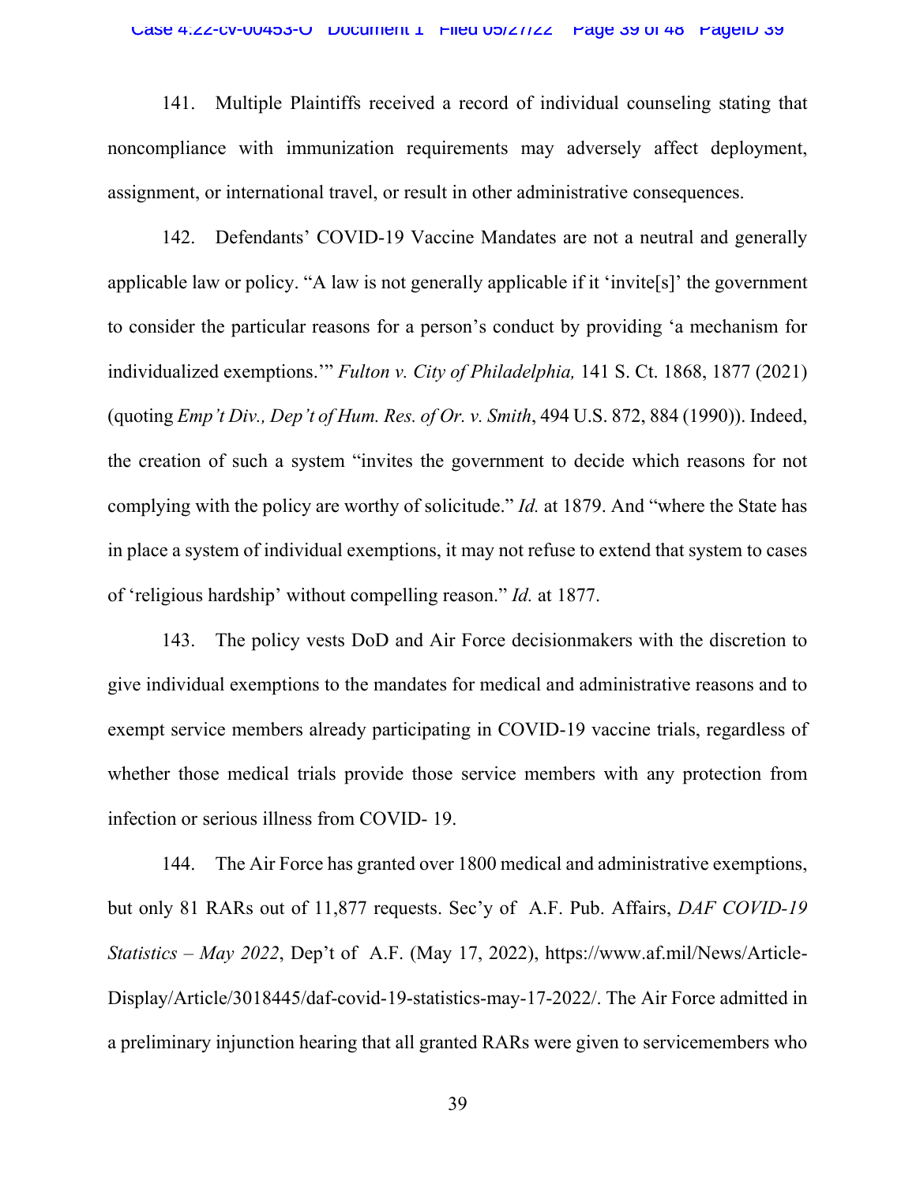141. Multiple Plaintiffs received a record of individual counseling stating that noncompliance with immunization requirements may adversely affect deployment, assignment, or international travel, or result in other administrative consequences.

142. Defendants' COVID-19 Vaccine Mandates are not a neutral and generally applicable law or policy. "A law is not generally applicable if it 'invite[s]' the government to consider the particular reasons for a person's conduct by providing 'a mechanism for individualized exemptions.'" *Fulton v. City of Philadelphia,* 141 S. Ct. 1868, 1877 (2021) (quoting *Emp't Div., Dep't of Hum. Res. of Or. v. Smith*, 494 U.S. 872, 884 (1990)). Indeed, the creation of such a system "invites the government to decide which reasons for not complying with the policy are worthy of solicitude." *Id.* at 1879. And "where the State has in place a system of individual exemptions, it may not refuse to extend that system to cases of 'religious hardship' without compelling reason." *Id.* at 1877.

143. The policy vests DoD and Air Force decisionmakers with the discretion to give individual exemptions to the mandates for medical and administrative reasons and to exempt service members already participating in COVID-19 vaccine trials, regardless of whether those medical trials provide those service members with any protection from infection or serious illness from COVID- 19.

144. The Air Force has granted over 1800 medical and administrative exemptions, but only 81 RARs out of 11,877 requests. Sec'y of A.F. Pub. Affairs, *DAF COVID-19 Statistics – May 2022*, Dep't of A.F. (May 17, 2022), https://www.af.mil/News/Article-Display/Article/3018445/daf-covid-19-statistics-may-17-2022/. The Air Force admitted in a preliminary injunction hearing that all granted RARs were given to servicemembers who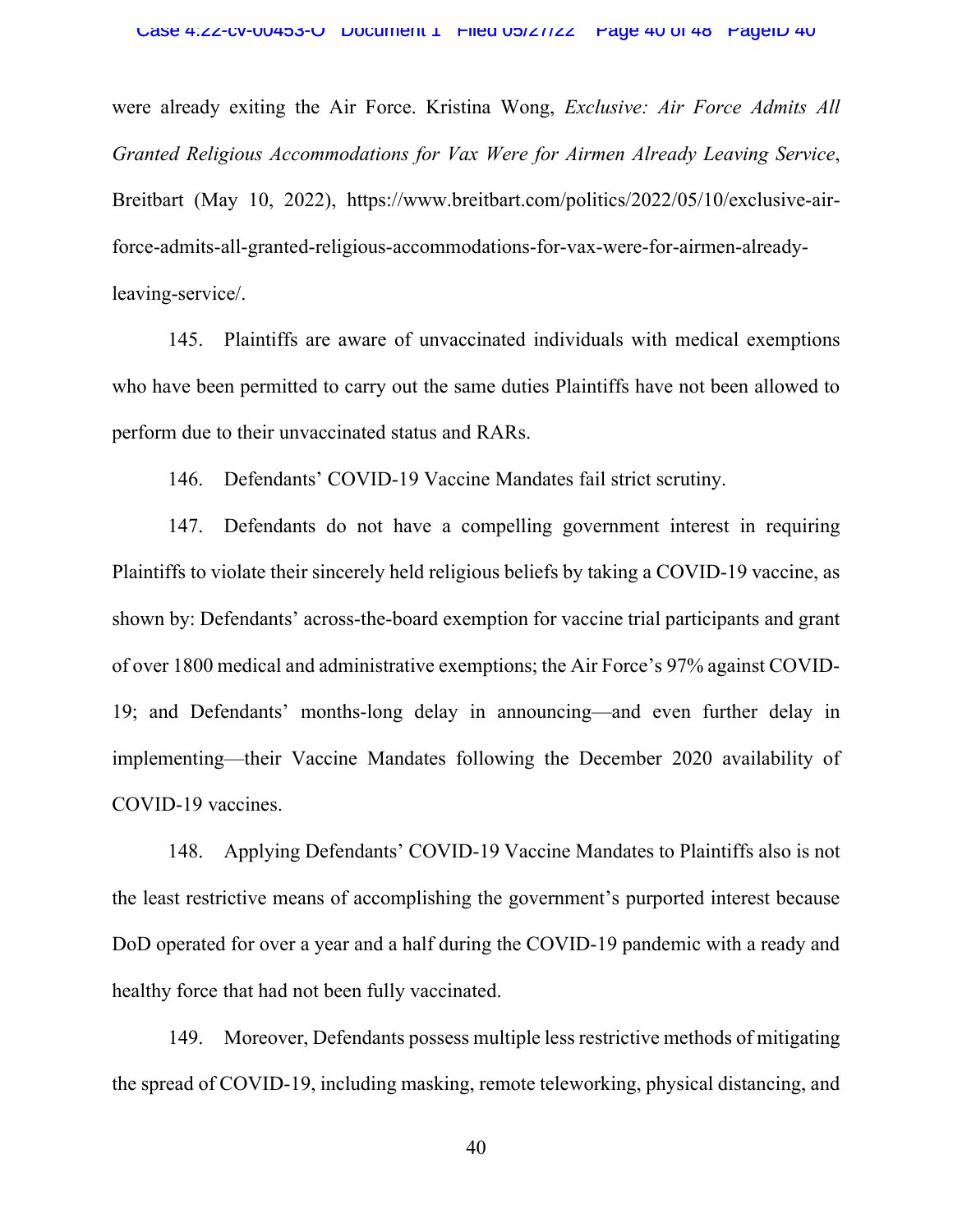were already exiting the Air Force. Kristina Wong, *Exclusive: Air Force Admits All Granted Religious Accommodations for Vax Were for Airmen Already Leaving Service*, Breitbart (May 10, 2022), https://www.breitbart.com/politics/2022/05/10/exclusive-air-force-admits-all-granted-religious-accommodations-for-vax-were-for-airmen-already-leaving-service/.

145. Plaintiffs are aware of unvaccinated individuals with medical exemptions who have been permitted to carry out the same duties Plaintiffs have not been allowed to perform due to their unvaccinated status and RARs.

146. Defendants' COVID-19 Vaccine Mandates fail strict scrutiny.

147. Defendants do not have a compelling government interest in requiring Plaintiffs to violate their sincerely held religious beliefs by taking a COVID-19 vaccine, as shown by: Defendants' across-the-board exemption for vaccine trial participants and grant of over 1800 medical and administrative exemptions; the Air Force's 97% against COVID-19; and Defendants' months-long delay in announcing—and even further delay in implementing—their Vaccine Mandates following the December 2020 availability of COVID-19 vaccines.

148. Applying Defendants' COVID-19 Vaccine Mandates to Plaintiffs also is not the least restrictive means of accomplishing the government's purported interest because DoD operated for over a year and a half during the COVID-19 pandemic with a ready and healthy force that had not been fully vaccinated.

149. Moreover, Defendants possess multiple less restrictive methods of mitigating the spread of COVID-19, including masking, remote teleworking, physical distancing, and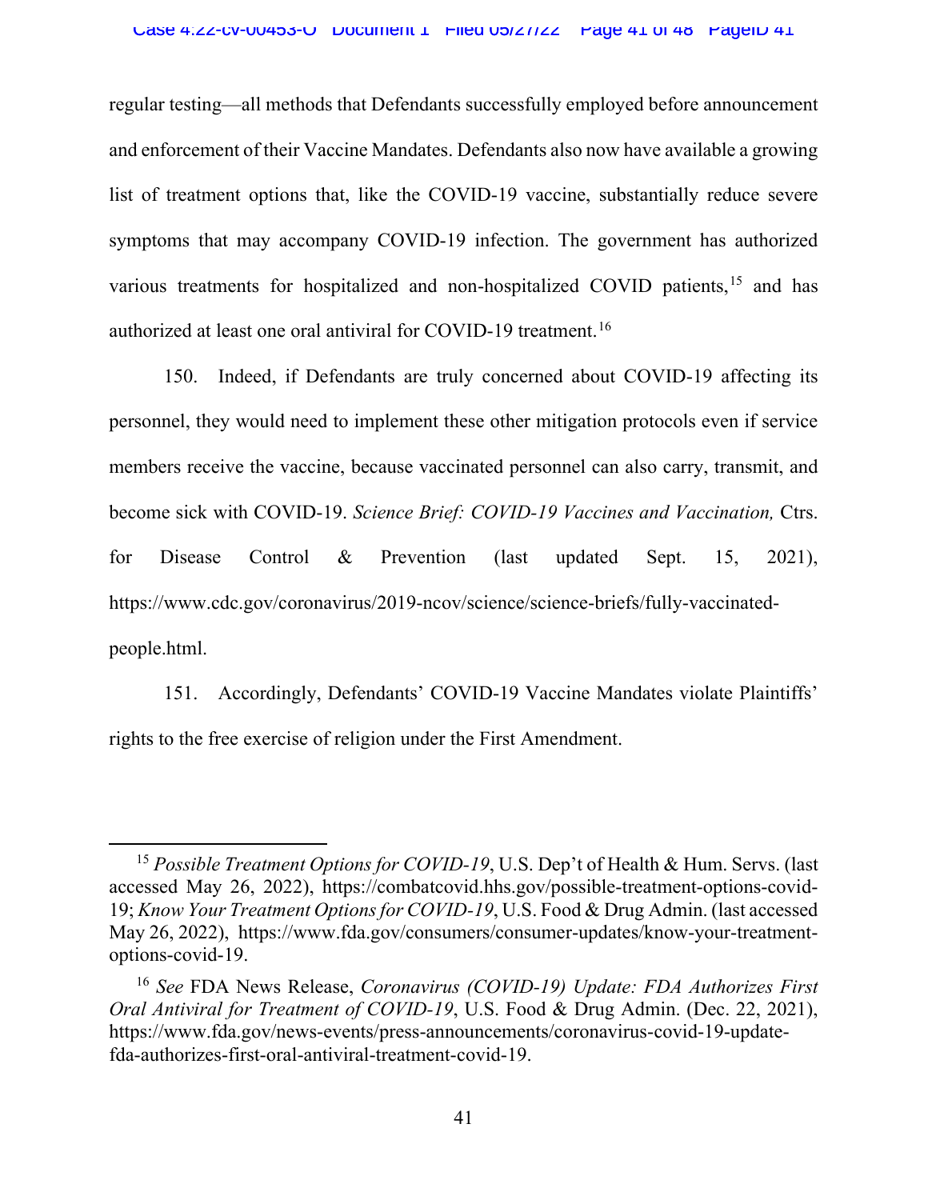regular testing—all methods that Defendants successfully employed before announcement and enforcement of their Vaccine Mandates. Defendants also now have available a growing list of treatment options that, like the COVID-19 vaccine, substantially reduce severe symptoms that may accompany COVID-19 infection. The government has authorized various treatments for hospitalized and non-hospitalized COVID patients,[15] and has authorized at least one oral antiviral for COVID-19 treatment.[16]

150. Indeed, if Defendants are truly concerned about COVID-19 affecting its personnel, they would need to implement these other mitigation protocols even if service members receive the vaccine, because vaccinated personnel can also carry, transmit, and become sick with COVID-19. *Science Brief: COVID-19 Vaccines and Vaccination,* Ctrs. for Disease Control & Prevention (last updated Sept. 15, 2021), https://www.cdc.gov/coronavirus/2019-ncov/science/science-briefs/fully-vaccinated-people.html.

151. Accordingly, Defendants' COVID-19 Vaccine Mandates violate Plaintiffs' rights to the free exercise of religion under the First Amendment.

---

[15] *Possible Treatment Options for COVID-19*, U.S. Dep't of Health & Hum. Servs. (last accessed May 26, 2022), https://combatcovid.hhs.gov/possible-treatment-options-covid-19; *Know Your Treatment Options for COVID-19*, U.S. Food & Drug Admin. (last accessed May 26, 2022), https://www.fda.gov/consumers/consumer-updates/know-your-treatment-options-covid-19.

[16] *See* FDA News Release, *Coronavirus (COVID-19) Update: FDA Authorizes First Oral Antiviral for Treatment of COVID-19*, U.S. Food & Drug Admin. (Dec. 22, 2021), https://www.fda.gov/news-events/press-announcements/coronavirus-covid-19-update-fda-authorizes-first-oral-antiviral-treatment-covid-19.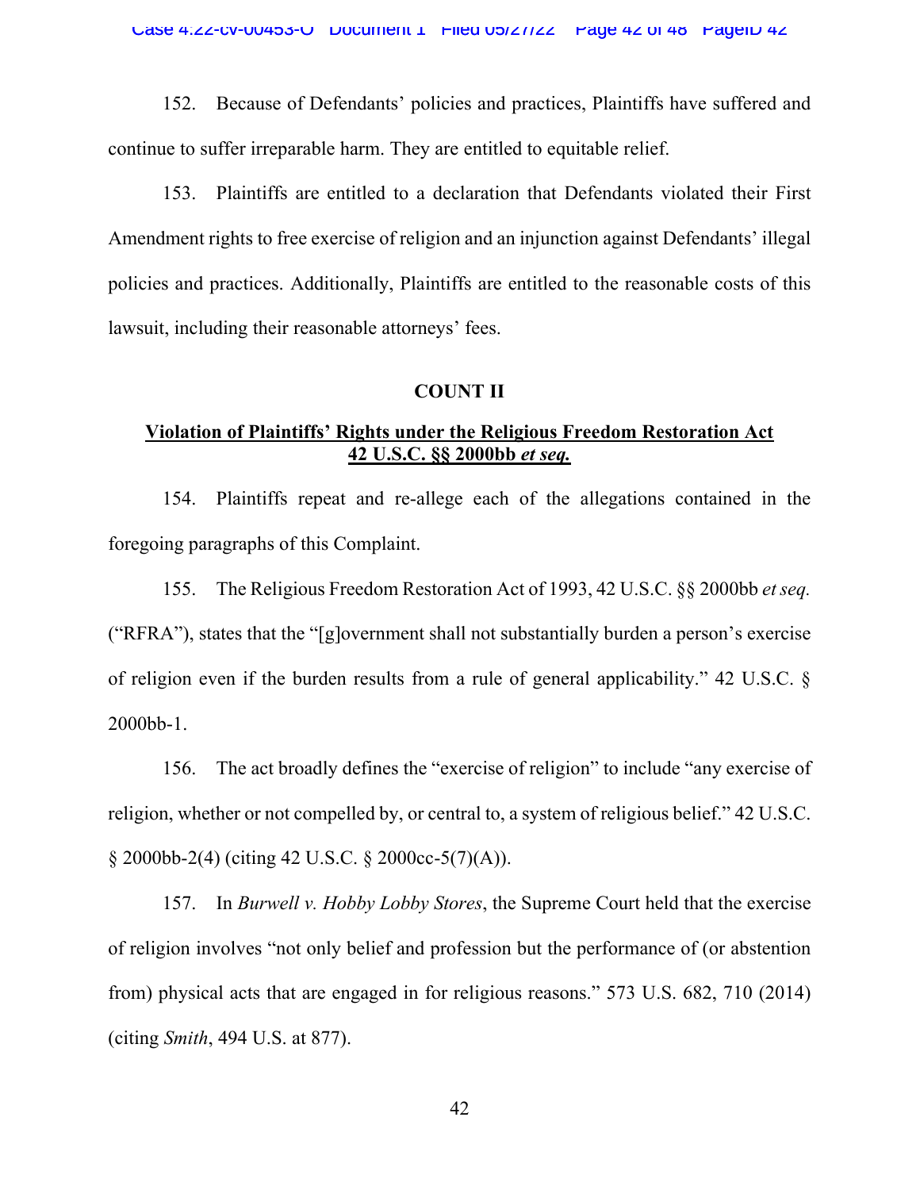152. Because of Defendants' policies and practices, Plaintiffs have suffered and continue to suffer irreparable harm. They are entitled to equitable relief.

153. Plaintiffs are entitled to a declaration that Defendants violated their First Amendment rights to free exercise of religion and an injunction against Defendants' illegal policies and practices. Additionally, Plaintiffs are entitled to the reasonable costs of this lawsuit, including their reasonable attorneys' fees.

## COUNT II

**Violation of Plaintiffs' Rights under the Religious Freedom Restoration Act 42 U.S.C. §§ 2000bb *et seq.***

154. Plaintiffs repeat and re-allege each of the allegations contained in the foregoing paragraphs of this Complaint.

155. The Religious Freedom Restoration Act of 1993, 42 U.S.C. §§ 2000bb *et seq.* ("RFRA"), states that the "[g]overnment shall not substantially burden a person's exercise of religion even if the burden results from a rule of general applicability." 42 U.S.C. § 2000bb-1.

156. The act broadly defines the "exercise of religion" to include "any exercise of religion, whether or not compelled by, or central to, a system of religious belief." 42 U.S.C. § 2000bb-2(4) (citing 42 U.S.C. § 2000cc-5(7)(A)).

157. In *Burwell v. Hobby Lobby Stores*, the Supreme Court held that the exercise of religion involves "not only belief and profession but the performance of (or abstention from) physical acts that are engaged in for religious reasons." 573 U.S. 682, 710 (2014) (citing *Smith*, 494 U.S. at 877).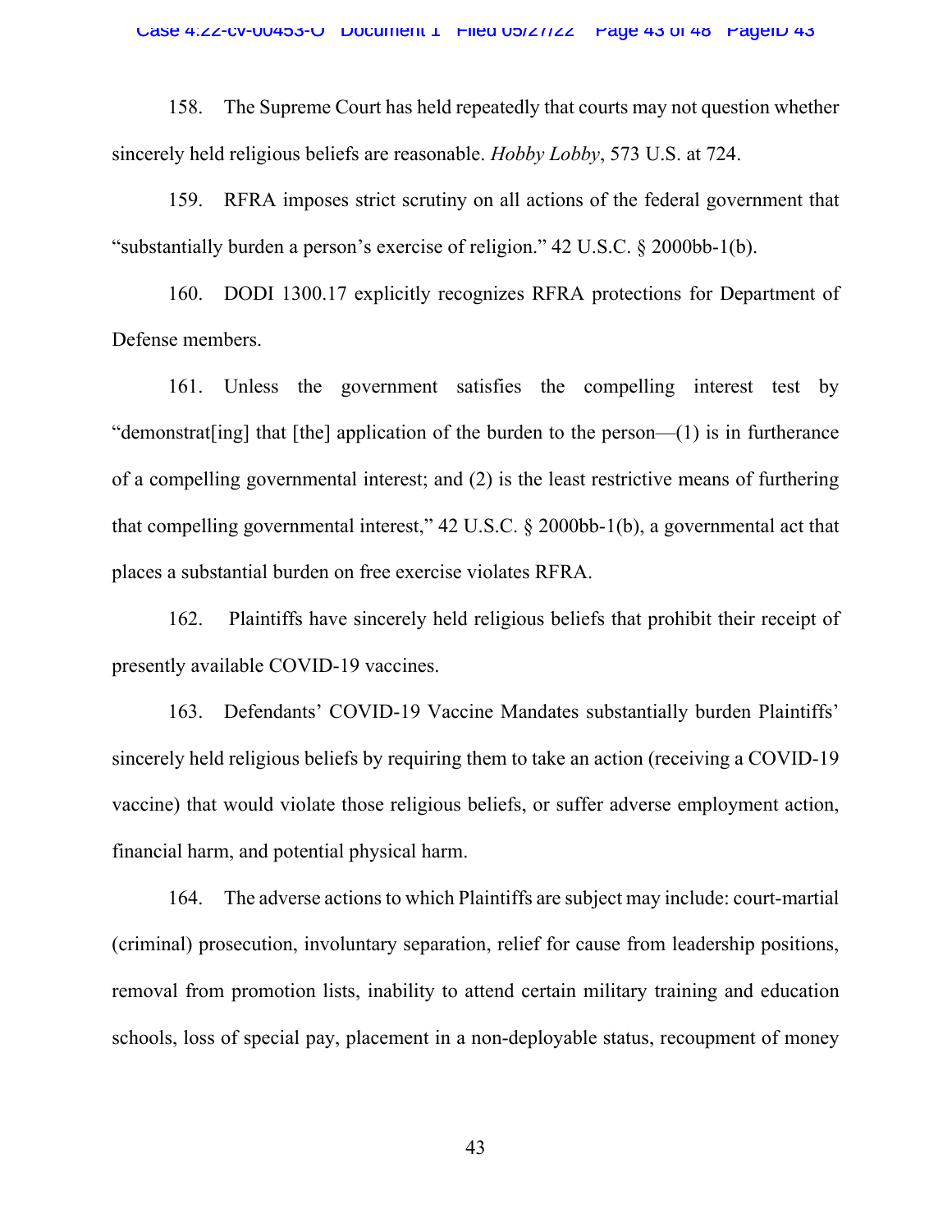158. The Supreme Court has held repeatedly that courts may not question whether sincerely held religious beliefs are reasonable. *Hobby Lobby*, 573 U.S. at 724.

159. RFRA imposes strict scrutiny on all actions of the federal government that "substantially burden a person's exercise of religion." 42 U.S.C. § 2000bb-1(b).

160. DODI 1300.17 explicitly recognizes RFRA protections for Department of Defense members.

161. Unless the government satisfies the compelling interest test by "demonstrat[ing] that [the] application of the burden to the person—(1) is in furtherance of a compelling governmental interest; and (2) is the least restrictive means of furthering that compelling governmental interest," 42 U.S.C. § 2000bb-1(b), a governmental act that places a substantial burden on free exercise violates RFRA.

162. Plaintiffs have sincerely held religious beliefs that prohibit their receipt of presently available COVID-19 vaccines.

163. Defendants' COVID-19 Vaccine Mandates substantially burden Plaintiffs' sincerely held religious beliefs by requiring them to take an action (receiving a COVID-19 vaccine) that would violate those religious beliefs, or suffer adverse employment action, financial harm, and potential physical harm.

164. The adverse actions to which Plaintiffs are subject may include: court-martial (criminal) prosecution, involuntary separation, relief for cause from leadership positions, removal from promotion lists, inability to attend certain military training and education schools, loss of special pay, placement in a non-deployable status, recoupment of money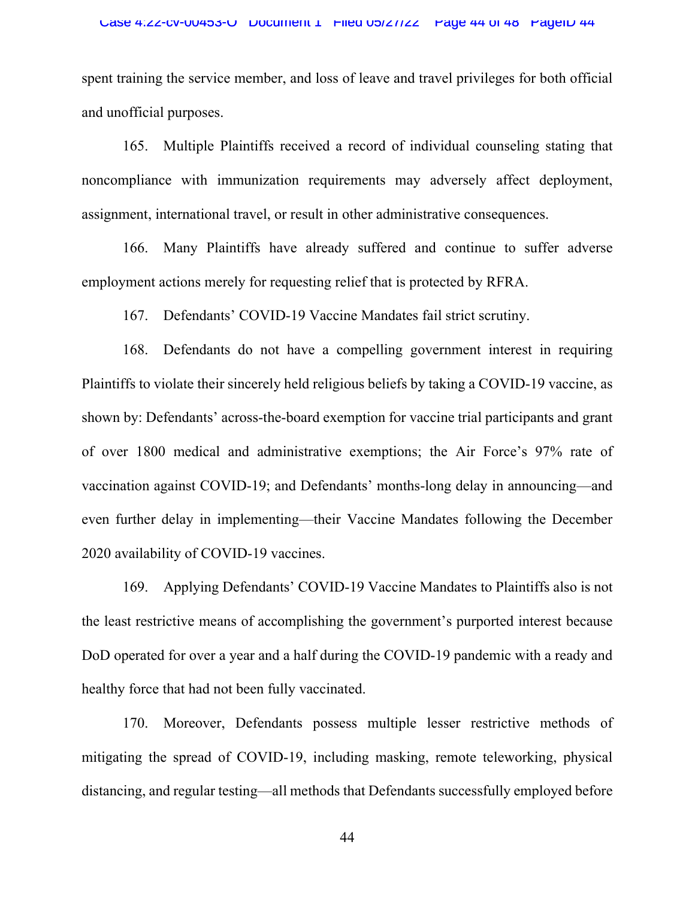spent training the service member, and loss of leave and travel privileges for both official and unofficial purposes.

165. Multiple Plaintiffs received a record of individual counseling stating that noncompliance with immunization requirements may adversely affect deployment, assignment, international travel, or result in other administrative consequences.

166. Many Plaintiffs have already suffered and continue to suffer adverse employment actions merely for requesting relief that is protected by RFRA.

167. Defendants' COVID-19 Vaccine Mandates fail strict scrutiny.

168. Defendants do not have a compelling government interest in requiring Plaintiffs to violate their sincerely held religious beliefs by taking a COVID-19 vaccine, as shown by: Defendants' across-the-board exemption for vaccine trial participants and grant of over 1800 medical and administrative exemptions; the Air Force's 97% rate of vaccination against COVID-19; and Defendants' months-long delay in announcing—and even further delay in implementing—their Vaccine Mandates following the December 2020 availability of COVID-19 vaccines.

169. Applying Defendants' COVID-19 Vaccine Mandates to Plaintiffs also is not the least restrictive means of accomplishing the government's purported interest because DoD operated for over a year and a half during the COVID-19 pandemic with a ready and healthy force that had not been fully vaccinated.

170. Moreover, Defendants possess multiple lesser restrictive methods of mitigating the spread of COVID-19, including masking, remote teleworking, physical distancing, and regular testing—all methods that Defendants successfully employed before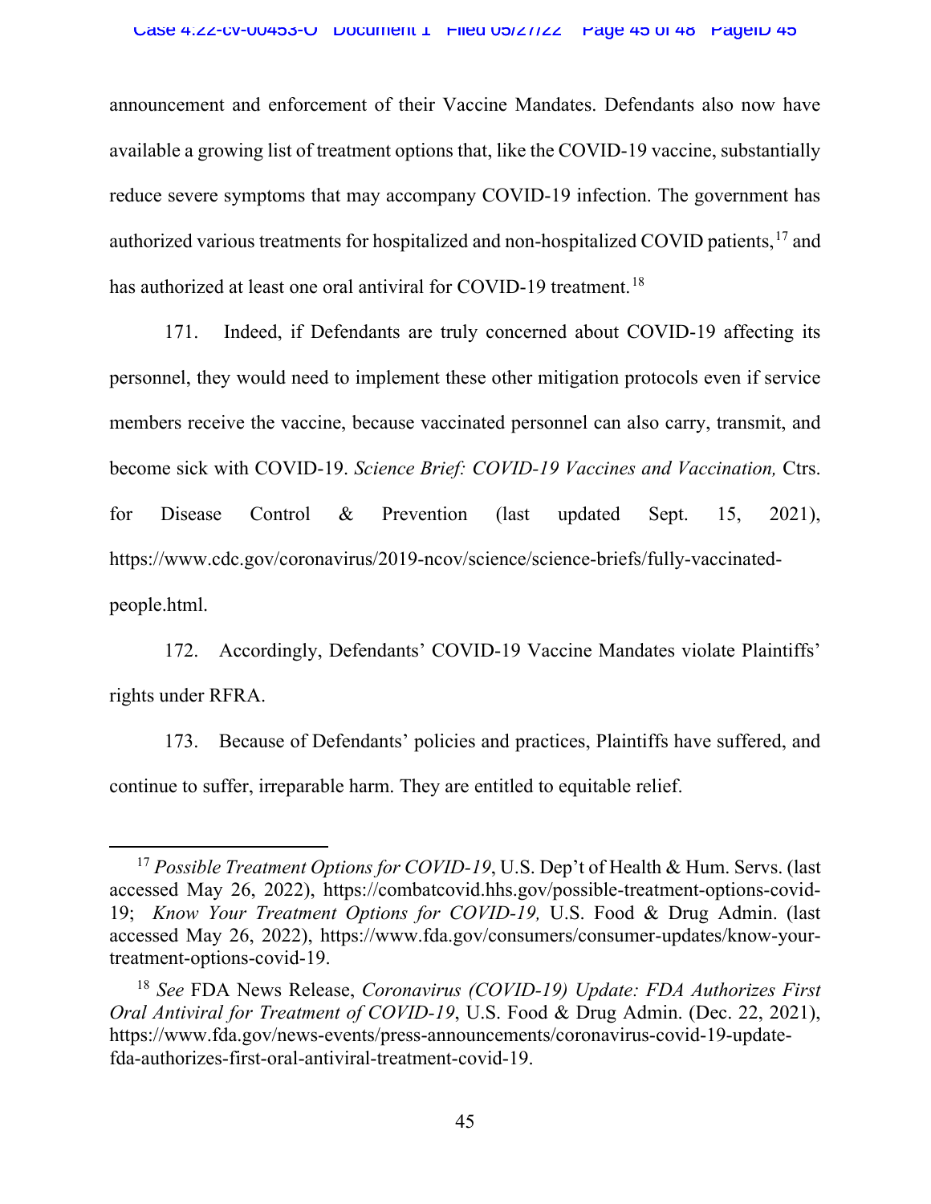announcement and enforcement of their Vaccine Mandates. Defendants also now have available a growing list of treatment options that, like the COVID-19 vaccine, substantially reduce severe symptoms that may accompany COVID-19 infection. The government has authorized various treatments for hospitalized and non-hospitalized COVID patients,[17] and has authorized at least one oral antiviral for COVID-19 treatment.[18]

171. Indeed, if Defendants are truly concerned about COVID-19 affecting its personnel, they would need to implement these other mitigation protocols even if service members receive the vaccine, because vaccinated personnel can also carry, transmit, and become sick with COVID-19. *Science Brief: COVID-19 Vaccines and Vaccination,* Ctrs. for Disease Control & Prevention (last updated Sept. 15, 2021), https://www.cdc.gov/coronavirus/2019-ncov/science/science-briefs/fully-vaccinated-people.html.

172. Accordingly, Defendants' COVID-19 Vaccine Mandates violate Plaintiffs' rights under RFRA.

173. Because of Defendants' policies and practices, Plaintiffs have suffered, and continue to suffer, irreparable harm. They are entitled to equitable relief.

---

[17] *Possible Treatment Options for COVID-19*, U.S. Dep't of Health & Hum. Servs. (last accessed May 26, 2022), https://combatcovid.hhs.gov/possible-treatment-options-covid-19; *Know Your Treatment Options for COVID-19,* U.S. Food & Drug Admin. (last accessed May 26, 2022), https://www.fda.gov/consumers/consumer-updates/know-your-treatment-options-covid-19.

[18] *See* FDA News Release, *Coronavirus (COVID-19) Update: FDA Authorizes First Oral Antiviral for Treatment of COVID-19*, U.S. Food & Drug Admin. (Dec. 22, 2021), https://www.fda.gov/news-events/press-announcements/coronavirus-covid-19-update-fda-authorizes-first-oral-antiviral-treatment-covid-19.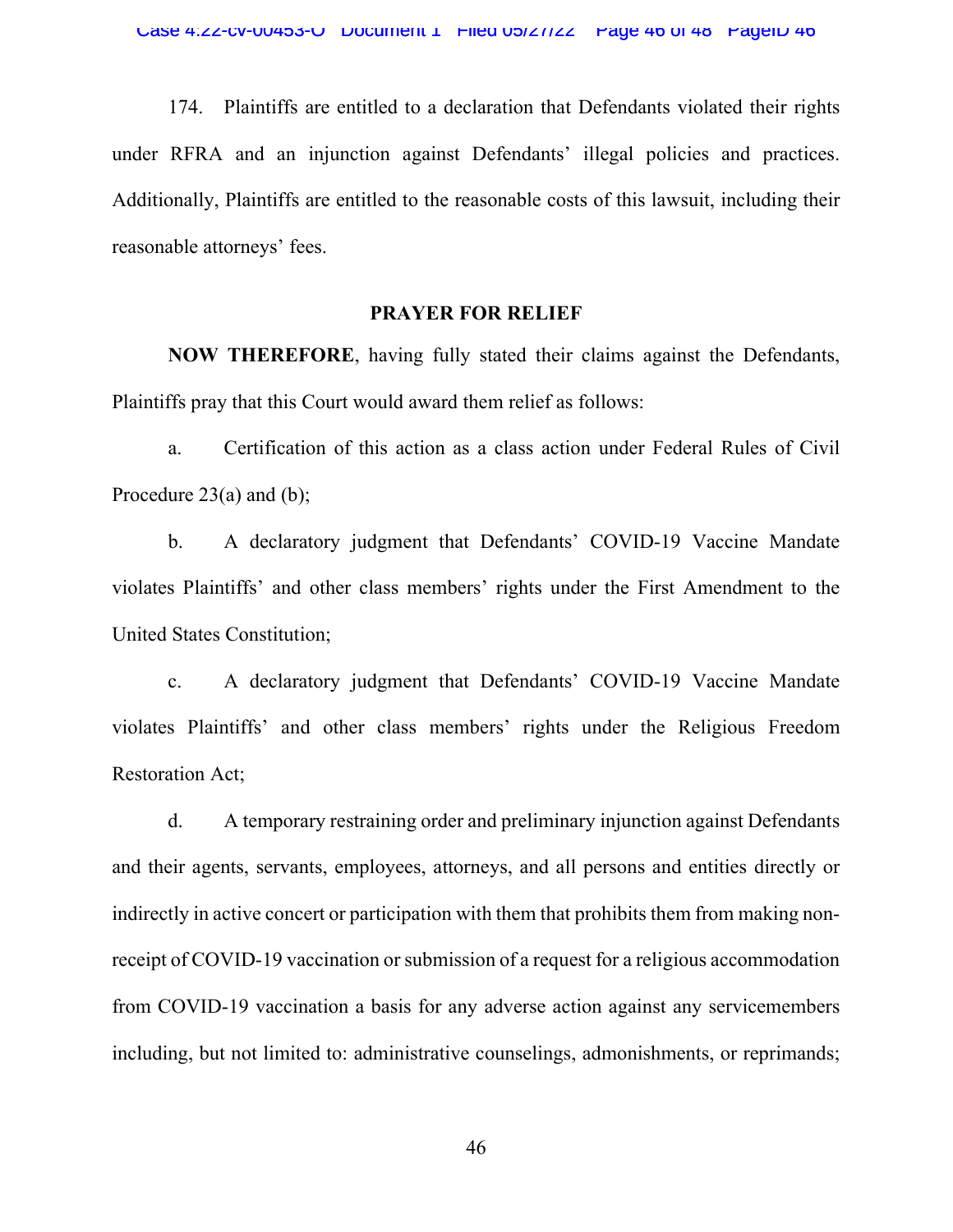174. Plaintiffs are entitled to a declaration that Defendants violated their rights under RFRA and an injunction against Defendants' illegal policies and practices. Additionally, Plaintiffs are entitled to the reasonable costs of this lawsuit, including their reasonable attorneys' fees.

## PRAYER FOR RELIEF

**NOW THEREFORE**, having fully stated their claims against the Defendants, Plaintiffs pray that this Court would award them relief as follows:

a. Certification of this action as a class action under Federal Rules of Civil Procedure 23(a) and (b);

b. A declaratory judgment that Defendants' COVID-19 Vaccine Mandate violates Plaintiffs' and other class members' rights under the First Amendment to the United States Constitution;

c. A declaratory judgment that Defendants' COVID-19 Vaccine Mandate violates Plaintiffs' and other class members' rights under the Religious Freedom Restoration Act;

d. A temporary restraining order and preliminary injunction against Defendants and their agents, servants, employees, attorneys, and all persons and entities directly or indirectly in active concert or participation with them that prohibits them from making non-receipt of COVID-19 vaccination or submission of a request for a religious accommodation from COVID-19 vaccination a basis for any adverse action against any servicemembers including, but not limited to: administrative counselings, admonishments, or reprimands;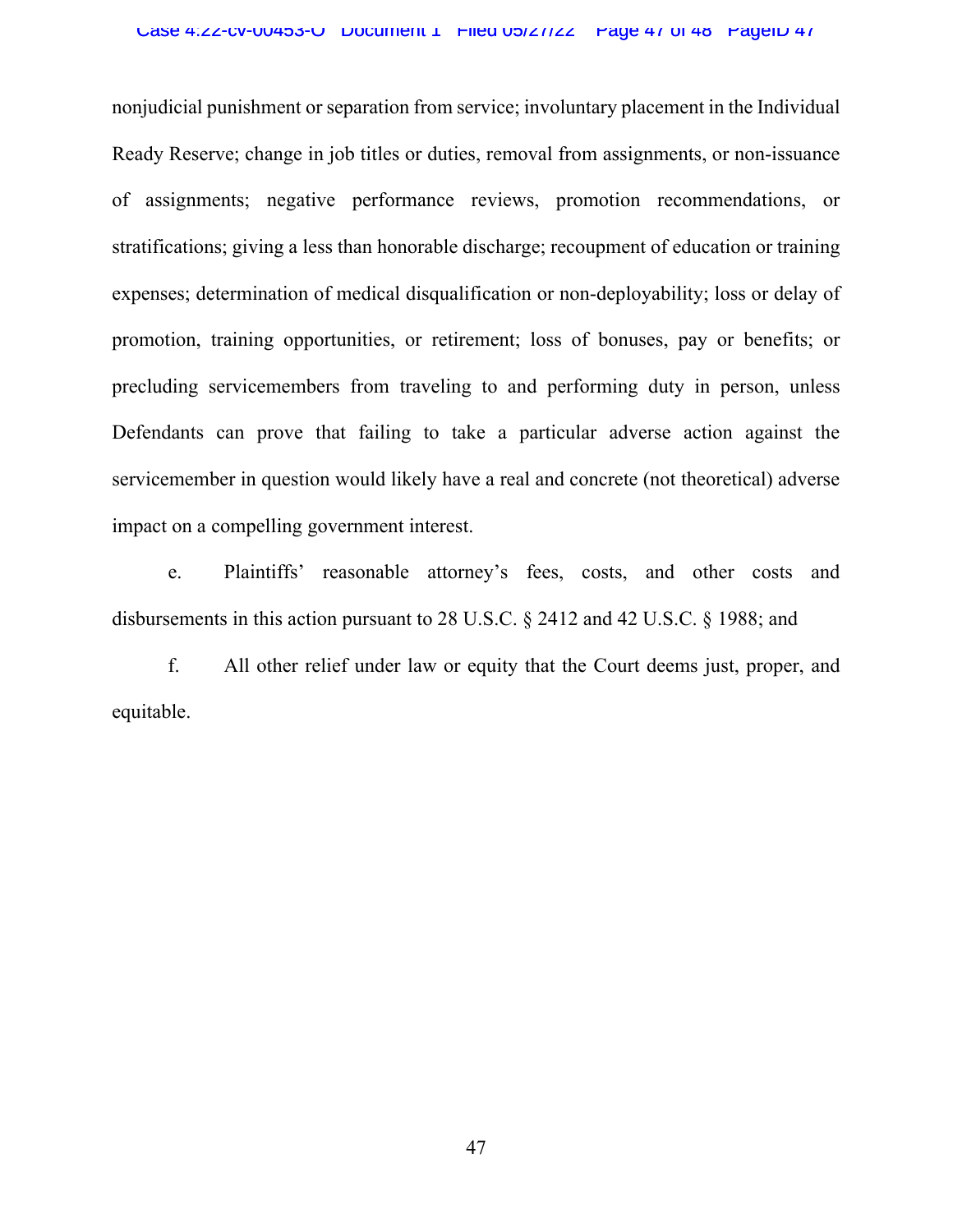nonjudicial punishment or separation from service; involuntary placement in the Individual Ready Reserve; change in job titles or duties, removal from assignments, or non-issuance of assignments; negative performance reviews, promotion recommendations, or stratifications; giving a less than honorable discharge; recoupment of education or training expenses; determination of medical disqualification or non-deployability; loss or delay of promotion, training opportunities, or retirement; loss of bonuses, pay or benefits; or precluding servicemembers from traveling to and performing duty in person, unless Defendants can prove that failing to take a particular adverse action against the servicemember in question would likely have a real and concrete (not theoretical) adverse impact on a compelling government interest.

e. Plaintiffs' reasonable attorney's fees, costs, and other costs and disbursements in this action pursuant to 28 U.S.C. § 2412 and 42 U.S.C. § 1988; and

f. All other relief under law or equity that the Court deems just, proper, and equitable.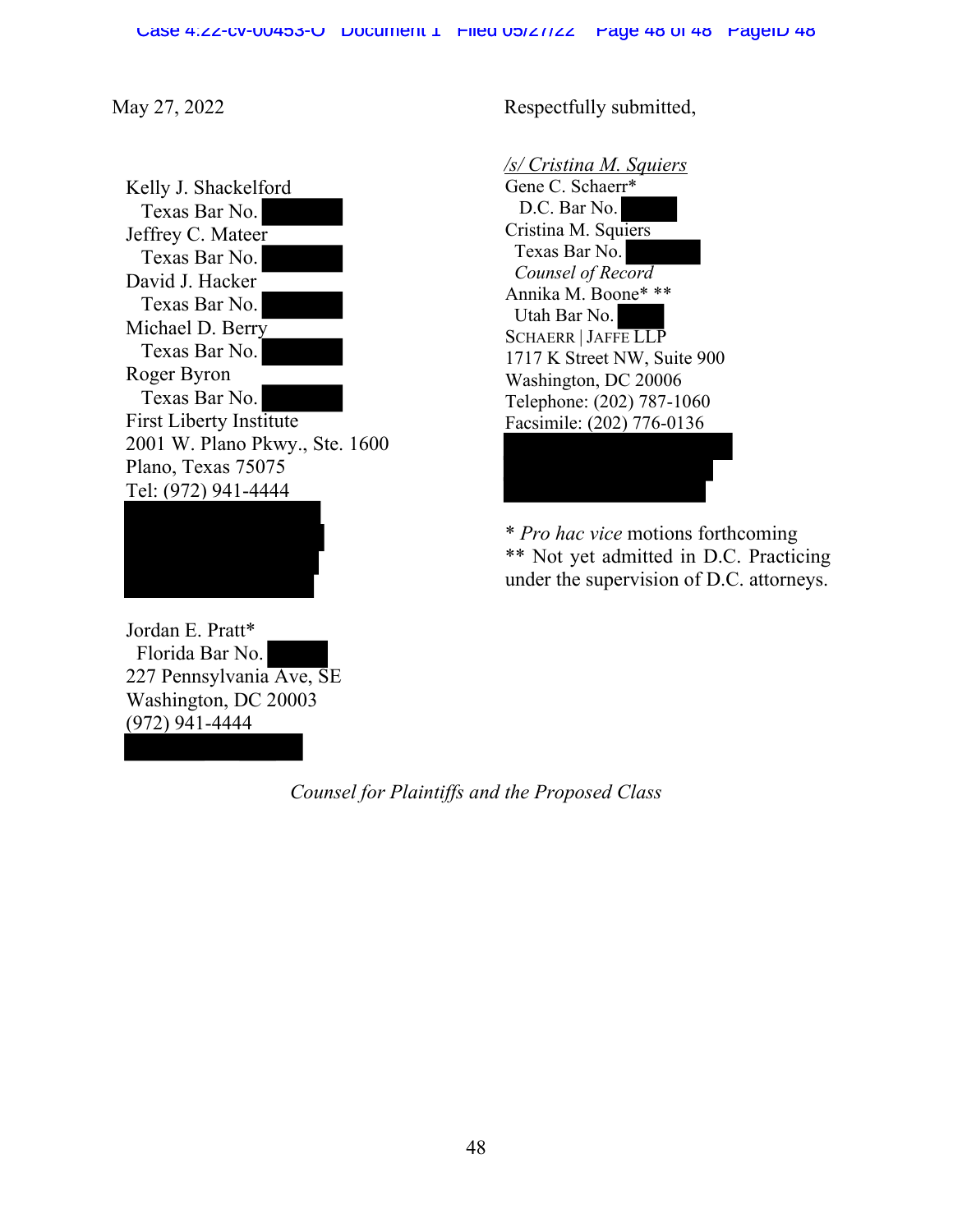May 27, 2022

Respectfully submitted,

*/s/ Cristina M. Squiers*
Gene C. Schaerr*
D.C. Bar No.
Cristina M. Squiers
Texas Bar No.
*Counsel of Record*
Annika M. Boone* **
Utah Bar No.
SCHAERR | JAFFE LLP
1717 K Street NW, Suite 900
Washington, DC 20006
Telephone: (202) 787-1060
Facsimile: (202) 776-0136

\* *Pro hac vice* motions forthcoming
\*\* Not yet admitted in D.C. Practicing under the supervision of D.C. attorneys.

Kelly J. Shackelford
Texas Bar No.
Jeffrey C. Mateer
Texas Bar No.
David J. Hacker
Texas Bar No.
Michael D. Berry
Texas Bar No.
Roger Byron
Texas Bar No.
First Liberty Institute
2001 W. Plano Pkwy., Ste. 1600
Plano, Texas 75075
Tel: (972) 941-4444

Jordan E. Pratt*
Florida Bar No.
227 Pennsylvania Ave, SE
Washington, DC 20003
(972) 941-4444

*Counsel for Plaintiffs and the Proposed Class*